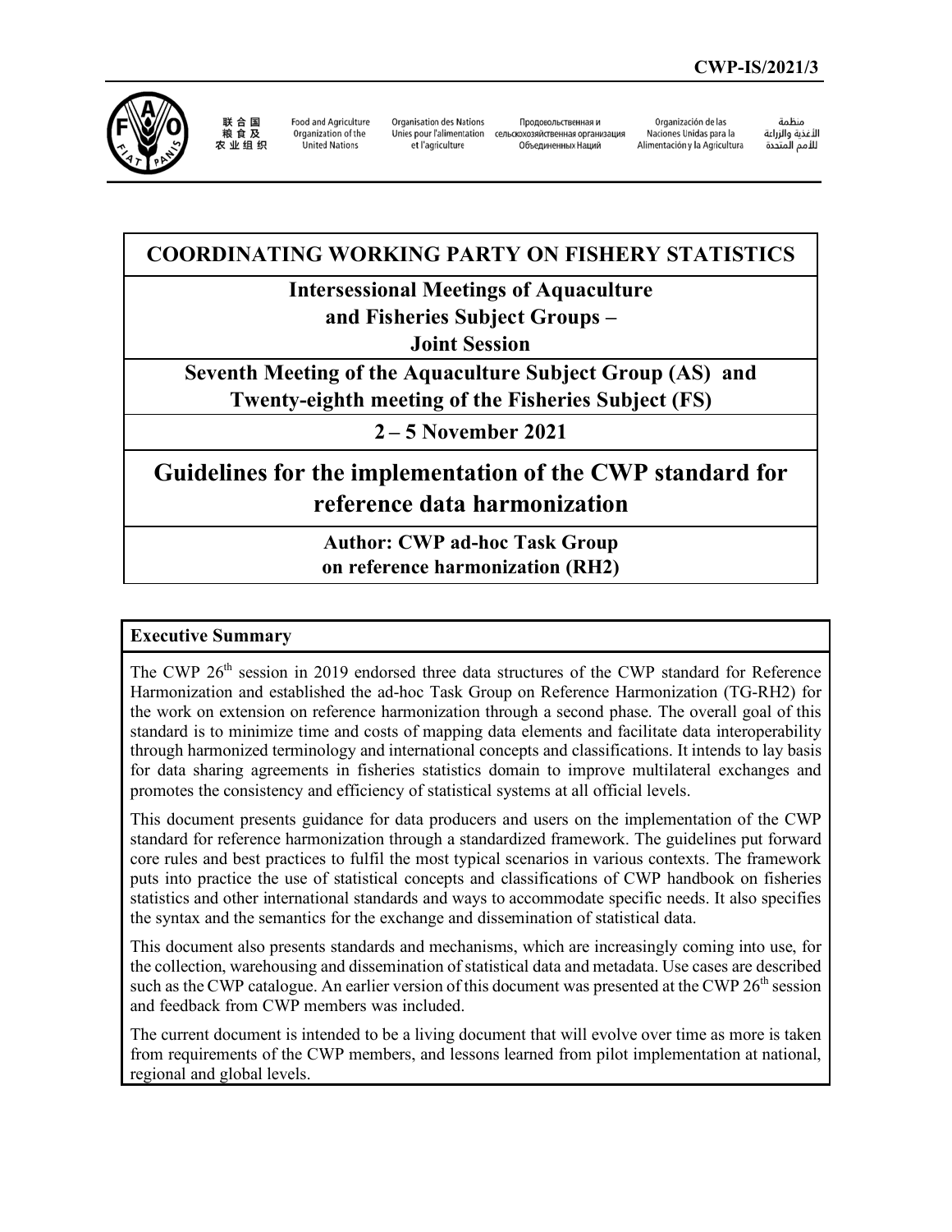CWP-IS/2021/3

联合国粮食及农业组织 | Food and Agriculture Organization of the United Nations | Organisation des Nations Unies pour l'alimentation et l'agriculture | Продовольственная и сельскохозяйственная организация Объединенных Наций | Organización de las Naciones Unidas para la Alimentación y la Agricultura | منظمة الأغذية والزراعة للأمم المتحدة

# COORDINATING WORKING PARTY ON FISHERY STATISTICS

## Intersessional Meetings of Aquaculture and Fisheries Subject Groups – Joint Session

## Seventh Meeting of the Aquaculture Subject Group (AS) and Twenty-eighth meeting of the Fisheries Subject (FS)

## 2 – 5 November 2021

# Guidelines for the implementation of the CWP standard for reference data harmonization

**Author: CWP ad-hoc Task Group on reference harmonization (RH2)**

### Executive Summary

The CWP 26th session in 2019 endorsed three data structures of the CWP standard for Reference Harmonization and established the ad-hoc Task Group on Reference Harmonization (TG-RH2) for the work on extension on reference harmonization through a second phase. The overall goal of this standard is to minimize time and costs of mapping data elements and facilitate data interoperability through harmonized terminology and international concepts and classifications. It intends to lay basis for data sharing agreements in fisheries statistics domain to improve multilateral exchanges and promotes the consistency and efficiency of statistical systems at all official levels.

This document presents guidance for data producers and users on the implementation of the CWP standard for reference harmonization through a standardized framework. The guidelines put forward core rules and best practices to fulfil the most typical scenarios in various contexts. The framework puts into practice the use of statistical concepts and classifications of CWP handbook on fisheries statistics and other international standards and ways to accommodate specific needs. It also specifies the syntax and the semantics for the exchange and dissemination of statistical data.

This document also presents standards and mechanisms, which are increasingly coming into use, for the collection, warehousing and dissemination of statistical data and metadata. Use cases are described such as the CWP catalogue. An earlier version of this document was presented at the CWP 26th session and feedback from CWP members was included.

The current document is intended to be a living document that will evolve over time as more is taken from requirements of the CWP members, and lessons learned from pilot implementation at national, regional and global levels.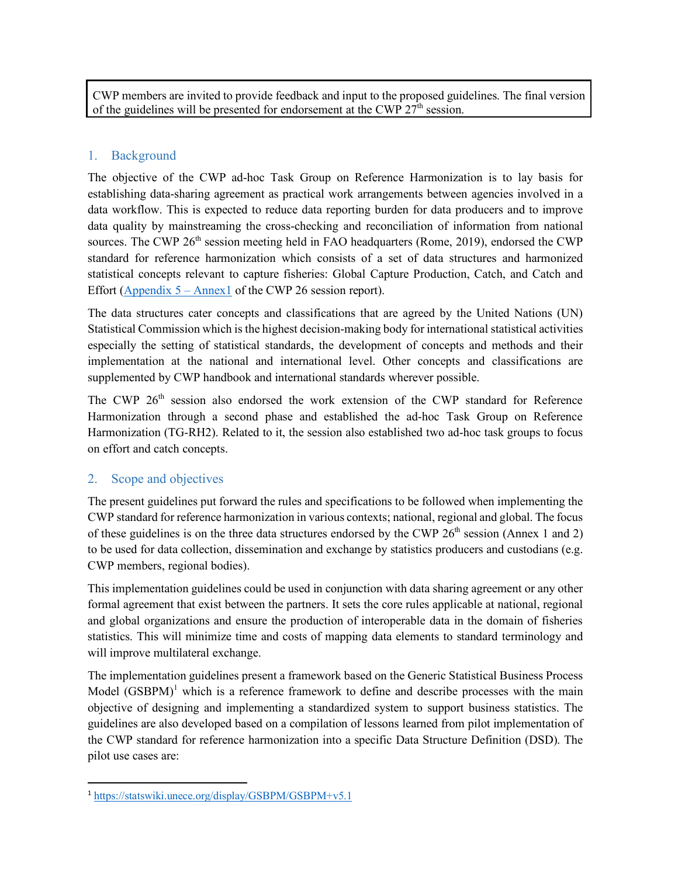CWP members are invited to provide feedback and input to the proposed guidelines. The final version of the guidelines will be presented for endorsement at the CWP 27th session.

## 1. Background

The objective of the CWP ad-hoc Task Group on Reference Harmonization is to lay basis for establishing data-sharing agreement as practical work arrangements between agencies involved in a data workflow. This is expected to reduce data reporting burden for data producers and to improve data quality by mainstreaming the cross-checking and reconciliation of information from national sources. The CWP 26th session meeting held in FAO headquarters (Rome, 2019), endorsed the CWP standard for reference harmonization which consists of a set of data structures and harmonized statistical concepts relevant to capture fisheries: Global Capture Production, Catch, and Catch and Effort (Appendix 5 – Annex1 of the CWP 26 session report).

The data structures cater concepts and classifications that are agreed by the United Nations (UN) Statistical Commission which is the highest decision-making body for international statistical activities especially the setting of statistical standards, the development of concepts and methods and their implementation at the national and international level. Other concepts and classifications are supplemented by CWP handbook and international standards wherever possible.

The CWP 26th session also endorsed the work extension of the CWP standard for Reference Harmonization through a second phase and established the ad-hoc Task Group on Reference Harmonization (TG-RH2). Related to it, the session also established two ad-hoc task groups to focus on effort and catch concepts.

## 2. Scope and objectives

The present guidelines put forward the rules and specifications to be followed when implementing the CWP standard for reference harmonization in various contexts; national, regional and global. The focus of these guidelines is on the three data structures endorsed by the CWP 26th session (Annex 1 and 2) to be used for data collection, dissemination and exchange by statistics producers and custodians (e.g. CWP members, regional bodies).

This implementation guidelines could be used in conjunction with data sharing agreement or any other formal agreement that exist between the partners. It sets the core rules applicable at national, regional and global organizations and ensure the production of interoperable data in the domain of fisheries statistics. This will minimize time and costs of mapping data elements to standard terminology and will improve multilateral exchange.

The implementation guidelines present a framework based on the Generic Statistical Business Process Model (GSBPM)[1] which is a reference framework to define and describe processes with the main objective of designing and implementing a standardized system to support business statistics. The guidelines are also developed based on a compilation of lessons learned from pilot implementation of the CWP standard for reference harmonization into a specific Data Structure Definition (DSD). The pilot use cases are:

---

[1] https://statswiki.unece.org/display/GSBPM/GSBPM+v5.1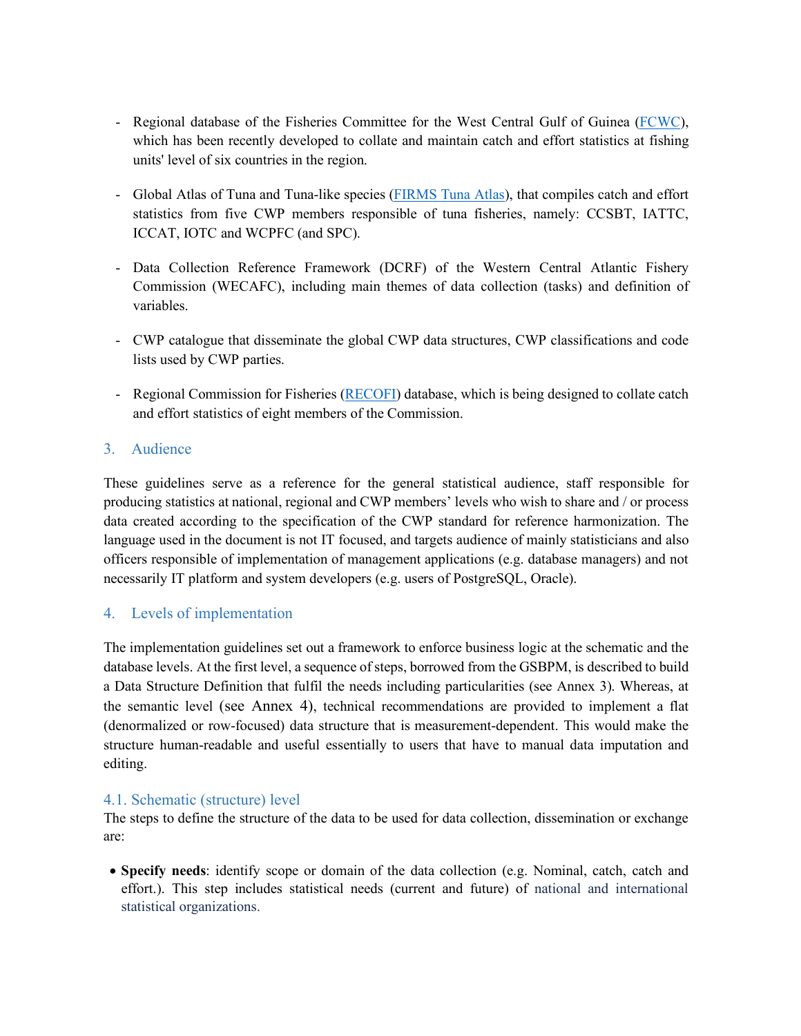- Regional database of the Fisheries Committee for the West Central Gulf of Guinea (FCWC), which has been recently developed to collate and maintain catch and effort statistics at fishing units' level of six countries in the region.

- Global Atlas of Tuna and Tuna-like species (FIRMS Tuna Atlas), that compiles catch and effort statistics from five CWP members responsible of tuna fisheries, namely: CCSBT, IATTC, ICCAT, IOTC and WCPFC (and SPC).

- Data Collection Reference Framework (DCRF) of the Western Central Atlantic Fishery Commission (WECAFC), including main themes of data collection (tasks) and definition of variables.

- CWP catalogue that disseminate the global CWP data structures, CWP classifications and code lists used by CWP parties.

- Regional Commission for Fisheries (RECOFI) database, which is being designed to collate catch and effort statistics of eight members of the Commission.

## 3. Audience

These guidelines serve as a reference for the general statistical audience, staff responsible for producing statistics at national, regional and CWP members' levels who wish to share and / or process data created according to the specification of the CWP standard for reference harmonization. The language used in the document is not IT focused, and targets audience of mainly statisticians and also officers responsible of implementation of management applications (e.g. database managers) and not necessarily IT platform and system developers (e.g. users of PostgreSQL, Oracle).

## 4. Levels of implementation

The implementation guidelines set out a framework to enforce business logic at the schematic and the database levels. At the first level, a sequence of steps, borrowed from the GSBPM, is described to build a Data Structure Definition that fulfil the needs including particularities (see Annex 3). Whereas, at the semantic level (see Annex 4), technical recommendations are provided to implement a flat (denormalized or row-focused) data structure that is measurement-dependent. This would make the structure human-readable and useful essentially to users that have to manual data imputation and editing.

### 4.1. Schematic (structure) level

The steps to define the structure of the data to be used for data collection, dissemination or exchange are:

- **Specify needs**: identify scope or domain of the data collection (e.g. Nominal, catch, catch and effort.). This step includes statistical needs (current and future) of national and international statistical organizations.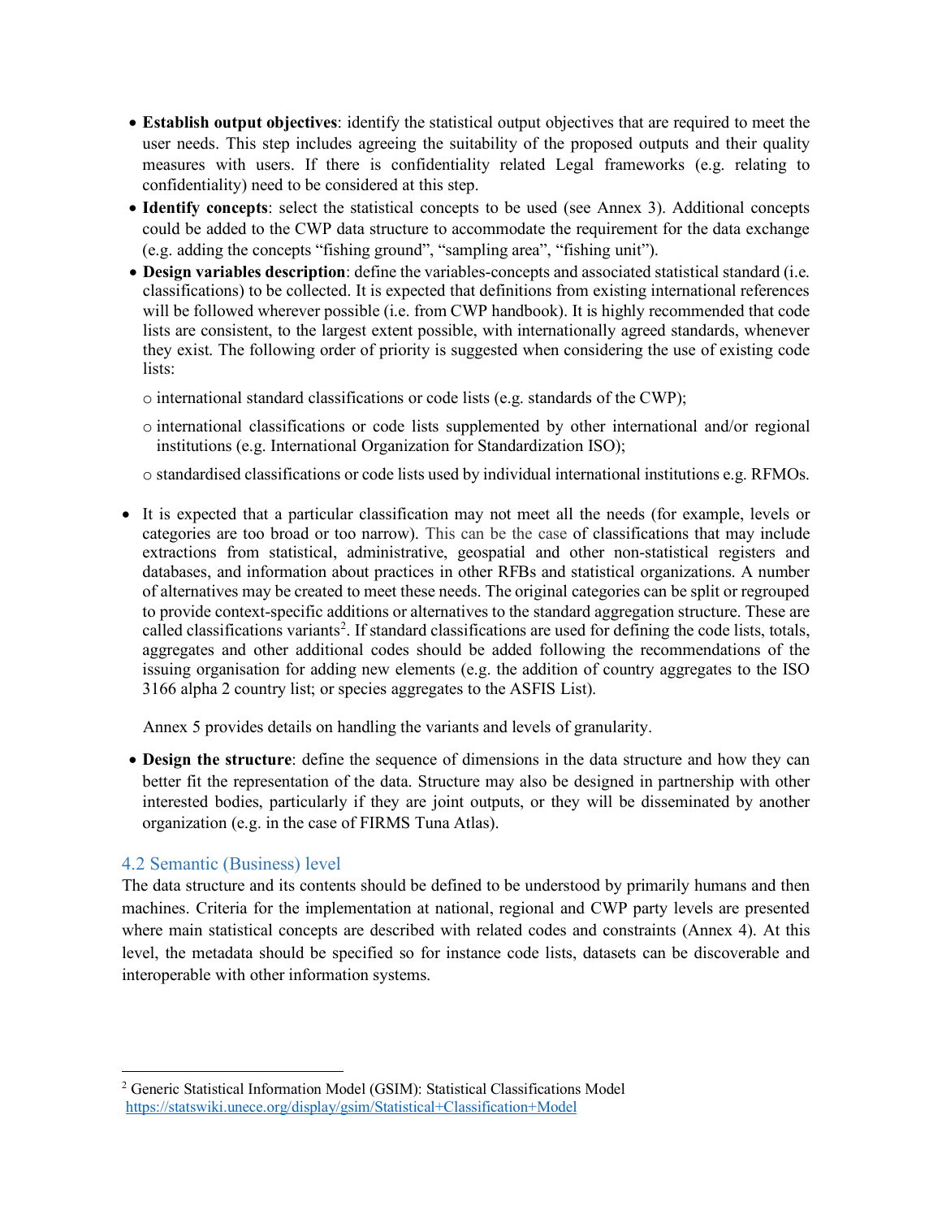- **Establish output objectives**: identify the statistical output objectives that are required to meet the user needs. This step includes agreeing the suitability of the proposed outputs and their quality measures with users. If there is confidentiality related Legal frameworks (e.g. relating to confidentiality) need to be considered at this step.
- **Identify concepts**: select the statistical concepts to be used (see Annex 3). Additional concepts could be added to the CWP data structure to accommodate the requirement for the data exchange (e.g. adding the concepts “fishing ground”, “sampling area”, “fishing unit”).
- **Design variables description**: define the variables-concepts and associated statistical standard (i.e. classifications) to be collected. It is expected that definitions from existing international references will be followed wherever possible (i.e. from CWP handbook). It is highly recommended that code lists are consistent, to the largest extent possible, with internationally agreed standards, whenever they exist. The following order of priority is suggested when considering the use of existing code lists:
  - international standard classifications or code lists (e.g. standards of the CWP);
  - international classifications or code lists supplemented by other international and/or regional institutions (e.g. International Organization for Standardization ISO);
  - standardised classifications or code lists used by individual international institutions e.g. RFMOs.

- It is expected that a particular classification may not meet all the needs (for example, levels or categories are too broad or too narrow). This can be the case of classifications that may include extractions from statistical, administrative, geospatial and other non-statistical registers and databases, and information about practices in other RFBs and statistical organizations. A number of alternatives may be created to meet these needs. The original categories can be split or regrouped to provide context-specific additions or alternatives to the standard aggregation structure. These are called classifications variants[2]. If standard classifications are used for defining the code lists, totals, aggregates and other additional codes should be added following the recommendations of the issuing organisation for adding new elements (e.g. the addition of country aggregates to the ISO 3166 alpha 2 country list; or species aggregates to the ASFIS List).

  Annex 5 provides details on handling the variants and levels of granularity.

- **Design the structure**: define the sequence of dimensions in the data structure and how they can better fit the representation of the data. Structure may also be designed in partnership with other interested bodies, particularly if they are joint outputs, or they will be disseminated by another organization (e.g. in the case of FIRMS Tuna Atlas).

## 4.2 Semantic (Business) level

The data structure and its contents should be defined to be understood by primarily humans and then machines. Criteria for the implementation at national, regional and CWP party levels are presented where main statistical concepts are described with related codes and constraints (Annex 4). At this level, the metadata should be specified so for instance code lists, datasets can be discoverable and interoperable with other information systems.

[2] Generic Statistical Information Model (GSIM): Statistical Classifications Model https://statswiki.unece.org/display/gsim/Statistical+Classification+Model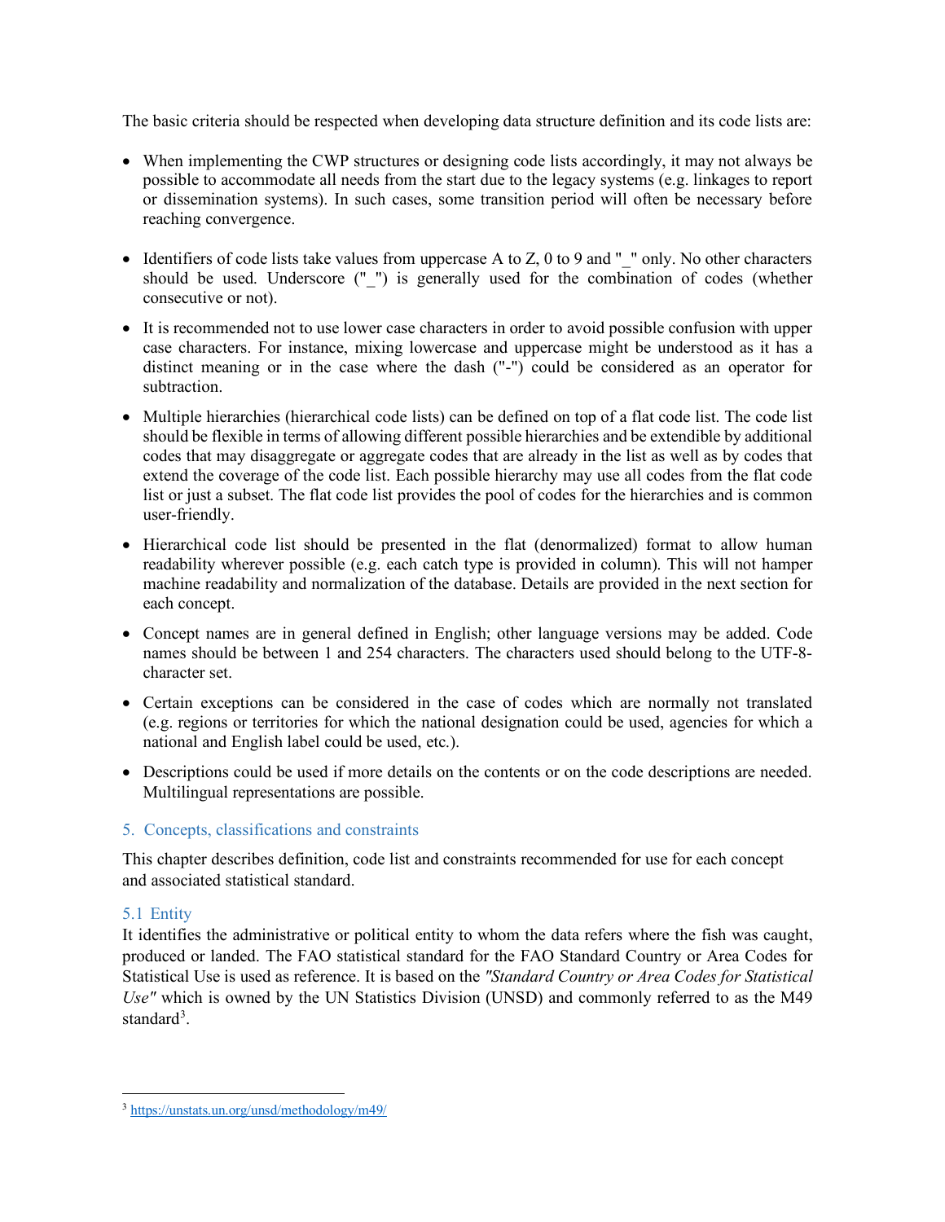The basic criteria should be respected when developing data structure definition and its code lists are:

- When implementing the CWP structures or designing code lists accordingly, it may not always be possible to accommodate all needs from the start due to the legacy systems (e.g. linkages to report or dissemination systems). In such cases, some transition period will often be necessary before reaching convergence.
- Identifiers of code lists take values from uppercase A to Z, 0 to 9 and "_" only. No other characters should be used. Underscore ("_") is generally used for the combination of codes (whether consecutive or not).
- It is recommended not to use lower case characters in order to avoid possible confusion with upper case characters. For instance, mixing lowercase and uppercase might be understood as it has a distinct meaning or in the case where the dash ("-") could be considered as an operator for subtraction.
- Multiple hierarchies (hierarchical code lists) can be defined on top of a flat code list. The code list should be flexible in terms of allowing different possible hierarchies and be extendible by additional codes that may disaggregate or aggregate codes that are already in the list as well as by codes that extend the coverage of the code list. Each possible hierarchy may use all codes from the flat code list or just a subset. The flat code list provides the pool of codes for the hierarchies and is common user-friendly.
- Hierarchical code list should be presented in the flat (denormalized) format to allow human readability wherever possible (e.g. each catch type is provided in column). This will not hamper machine readability and normalization of the database. Details are provided in the next section for each concept.
- Concept names are in general defined in English; other language versions may be added. Code names should be between 1 and 254 characters. The characters used should belong to the UTF-8-character set.
- Certain exceptions can be considered in the case of codes which are normally not translated (e.g. regions or territories for which the national designation could be used, agencies for which a national and English label could be used, etc.).
- Descriptions could be used if more details on the contents or on the code descriptions are needed. Multilingual representations are possible.

## 5. Concepts, classifications and constraints

This chapter describes definition, code list and constraints recommended for use for each concept and associated statistical standard.

### 5.1 Entity

It identifies the administrative or political entity to whom the data refers where the fish was caught, produced or landed. The FAO statistical standard for the FAO Standard Country or Area Codes for Statistical Use is used as reference. It is based on the *"Standard Country or Area Codes for Statistical Use"* which is owned by the UN Statistics Division (UNSD) and commonly referred to as the M49 standard[3].

[3] https://unstats.un.org/unsd/methodology/m49/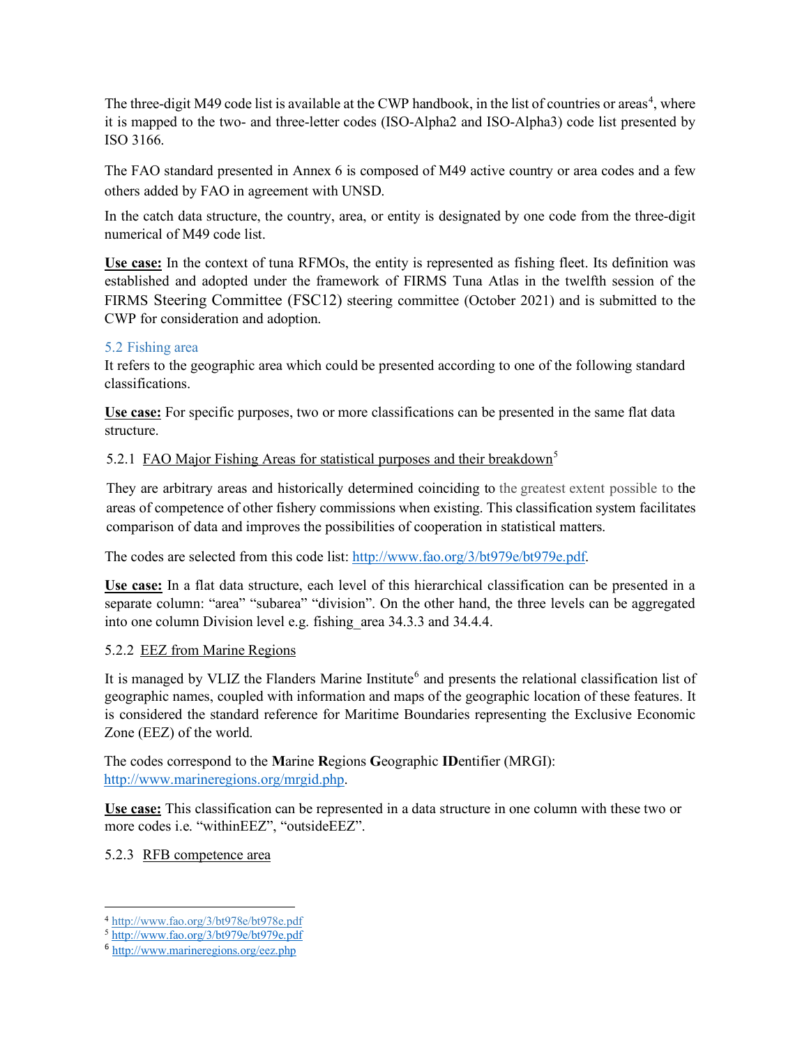The three-digit M49 code list is available at the CWP handbook, in the list of countries or areas[4], where it is mapped to the two- and three-letter codes (ISO-Alpha2 and ISO-Alpha3) code list presented by ISO 3166.

The FAO standard presented in Annex 6 is composed of M49 active country or area codes and a few others added by FAO in agreement with UNSD.

In the catch data structure, the country, area, or entity is designated by one code from the three-digit numerical of M49 code list.

**Use case:** In the context of tuna RFMOs, the entity is represented as fishing fleet. Its definition was established and adopted under the framework of FIRMS Tuna Atlas in the twelfth session of the FIRMS Steering Committee (FSC12) steering committee (October 2021) and is submitted to the CWP for consideration and adoption.

### 5.2 Fishing area

It refers to the geographic area which could be presented according to one of the following standard classifications.

**Use case:** For specific purposes, two or more classifications can be presented in the same flat data structure.

#### 5.2.1 FAO Major Fishing Areas for statistical purposes and their breakdown[5]

They are arbitrary areas and historically determined coinciding to the greatest extent possible to the areas of competence of other fishery commissions when existing. This classification system facilitates comparison of data and improves the possibilities of cooperation in statistical matters.

The codes are selected from this code list: http://www.fao.org/3/bt979e/bt979e.pdf.

**Use case:** In a flat data structure, each level of this hierarchical classification can be presented in a separate column: "area" "subarea" "division". On the other hand, the three levels can be aggregated into one column Division level e.g. fishing_area 34.3.3 and 34.4.4.

#### 5.2.2 EEZ from Marine Regions

It is managed by VLIZ the Flanders Marine Institute[6] and presents the relational classification list of geographic names, coupled with information and maps of the geographic location of these features. It is considered the standard reference for Maritime Boundaries representing the Exclusive Economic Zone (EEZ) of the world.

The codes correspond to the **M**arine **R**egions **G**eographic **ID**entifier (MRGI): http://www.marineregions.org/mrgid.php.

**Use case:** This classification can be represented in a data structure in one column with these two or more codes i.e. "withinEEZ", "outsideEEZ".

#### 5.2.3 RFB competence area

---

[4] http://www.fao.org/3/bt978e/bt978e.pdf
[5] http://www.fao.org/3/bt979e/bt979e.pdf
[6] http://www.marineregions.org/eez.php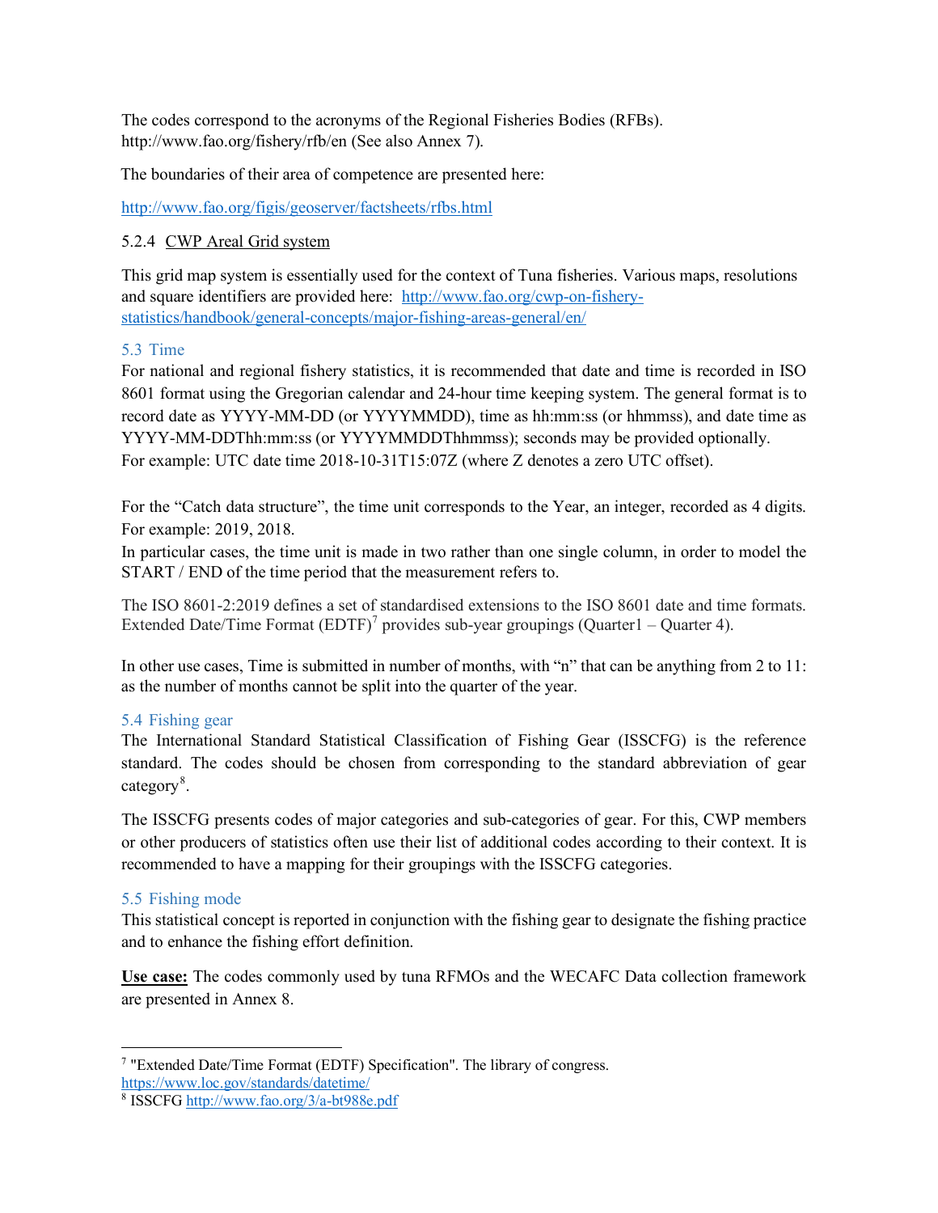The codes correspond to the acronyms of the Regional Fisheries Bodies (RFBs). http://www.fao.org/fishery/rfb/en (See also Annex 7).

The boundaries of their area of competence are presented here:

http://www.fao.org/figis/geoserver/factsheets/rfbs.html

#### 5.2.4 CWP Areal Grid system

This grid map system is essentially used for the context of Tuna fisheries. Various maps, resolutions and square identifiers are provided here: http://www.fao.org/cwp-on-fishery-statistics/handbook/general-concepts/major-fishing-areas-general/en/

### 5.3 Time

For national and regional fishery statistics, it is recommended that date and time is recorded in ISO 8601 format using the Gregorian calendar and 24-hour time keeping system. The general format is to record date as YYYY-MM-DD (or YYYYMMDD), time as hh:mm:ss (or hhmmss), and date time as YYYY-MM-DDThh:mm:ss (or YYYYMMDDThhmmss); seconds may be provided optionally.
For example: UTC date time 2018-10-31T15:07Z (where Z denotes a zero UTC offset).

For the "Catch data structure", the time unit corresponds to the Year, an integer, recorded as 4 digits. For example: 2019, 2018.
In particular cases, the time unit is made in two rather than one single column, in order to model the START / END of the time period that the measurement refers to.

The ISO 8601-2:2019 defines a set of standardised extensions to the ISO 8601 date and time formats. Extended Date/Time Format (EDTF)[7] provides sub-year groupings (Quarter1 – Quarter 4).

In other use cases, Time is submitted in number of months, with "n" that can be anything from 2 to 11: as the number of months cannot be split into the quarter of the year.

### 5.4 Fishing gear

The International Standard Statistical Classification of Fishing Gear (ISSCFG) is the reference standard. The codes should be chosen from corresponding to the standard abbreviation of gear category[8].

The ISSCFG presents codes of major categories and sub-categories of gear. For this, CWP members or other producers of statistics often use their list of additional codes according to their context. It is recommended to have a mapping for their groupings with the ISSCFG categories.

### 5.5 Fishing mode

This statistical concept is reported in conjunction with the fishing gear to designate the fishing practice and to enhance the fishing effort definition.

**Use case:** The codes commonly used by tuna RFMOs and the WECAFC Data collection framework are presented in Annex 8.

---

[7] "Extended Date/Time Format (EDTF) Specification". The library of congress. https://www.loc.gov/standards/datetime/

[8] ISSCFG http://www.fao.org/3/a-bt988e.pdf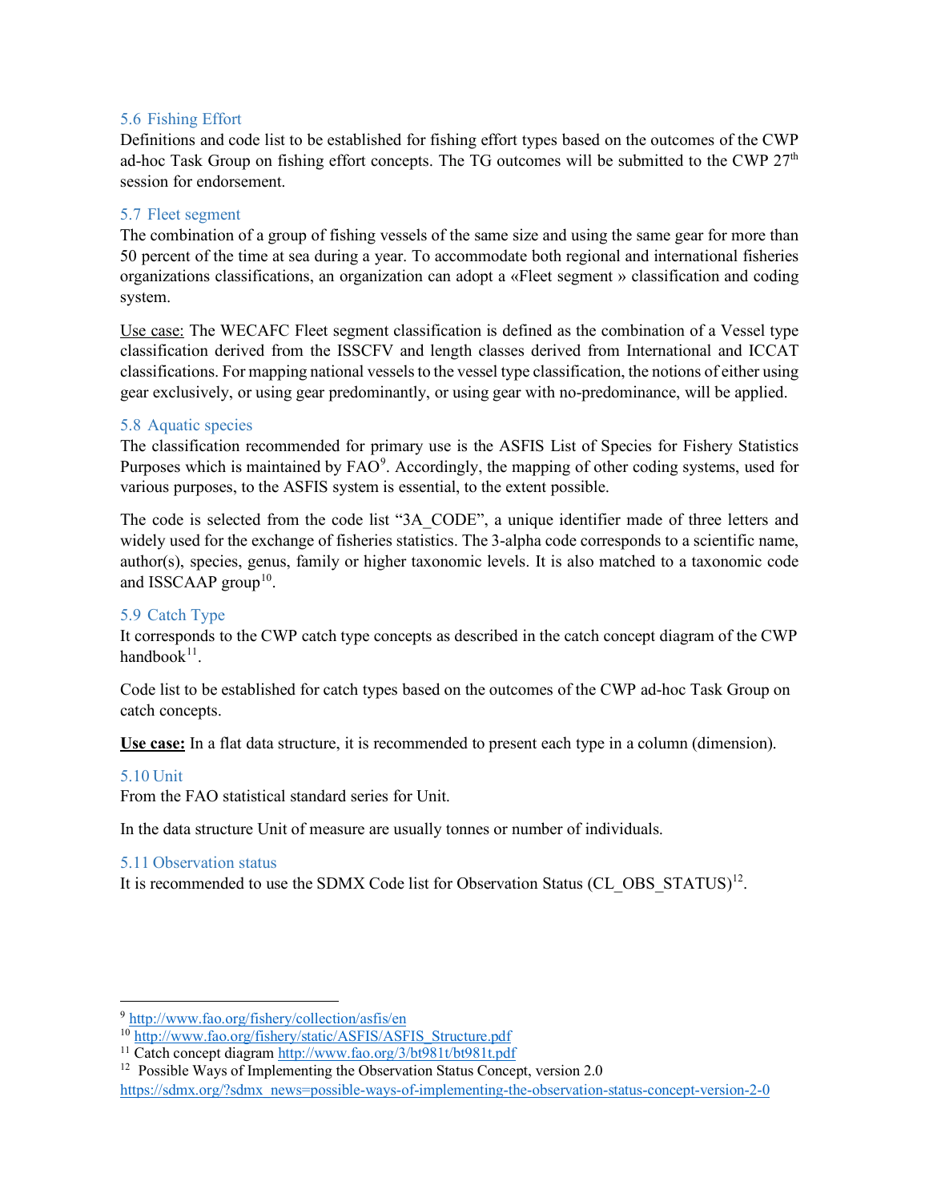### 5.6 Fishing Effort

Definitions and code list to be established for fishing effort types based on the outcomes of the CWP ad-hoc Task Group on fishing effort concepts. The TG outcomes will be submitted to the CWP 27th session for endorsement.

### 5.7 Fleet segment

The combination of a group of fishing vessels of the same size and using the same gear for more than 50 percent of the time at sea during a year. To accommodate both regional and international fisheries organizations classifications, an organization can adopt a «Fleet segment » classification and coding system.

Use case: The WECAFC Fleet segment classification is defined as the combination of a Vessel type classification derived from the ISSCFV and length classes derived from International and ICCAT classifications. For mapping national vessels to the vessel type classification, the notions of either using gear exclusively, or using gear predominantly, or using gear with no-predominance, will be applied.

### 5.8 Aquatic species

The classification recommended for primary use is the ASFIS List of Species for Fishery Statistics Purposes which is maintained by FAO[9]. Accordingly, the mapping of other coding systems, used for various purposes, to the ASFIS system is essential, to the extent possible.

The code is selected from the code list "3A_CODE", a unique identifier made of three letters and widely used for the exchange of fisheries statistics. The 3-alpha code corresponds to a scientific name, author(s), species, genus, family or higher taxonomic levels. It is also matched to a taxonomic code and ISSCAAP group[10].

### 5.9 Catch Type

It corresponds to the CWP catch type concepts as described in the catch concept diagram of the CWP handbook[11].

Code list to be established for catch types based on the outcomes of the CWP ad-hoc Task Group on catch concepts.

**Use case:** In a flat data structure, it is recommended to present each type in a column (dimension).

### 5.10 Unit

From the FAO statistical standard series for Unit.

In the data structure Unit of measure are usually tonnes or number of individuals.

### 5.11 Observation status

It is recommended to use the SDMX Code list for Observation Status (CL_OBS_STATUS)[12].

---

[9] http://www.fao.org/fishery/collection/asfis/en

[10] http://www.fao.org/fishery/static/ASFIS/ASFIS_Structure.pdf

[11] Catch concept diagram http://www.fao.org/3/bt981t/bt981t.pdf

[12] Possible Ways of Implementing the Observation Status Concept, version 2.0 https://sdmx.org/?sdmx_news=possible-ways-of-implementing-the-observation-status-concept-version-2-0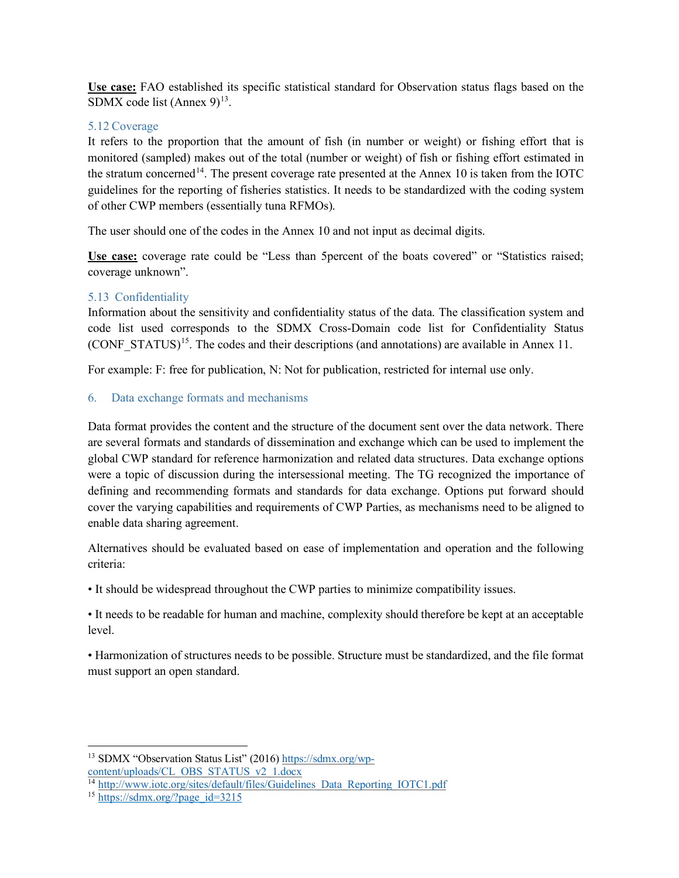**Use case:** FAO established its specific statistical standard for Observation status flags based on the SDMX code list (Annex 9)[13].

### 5.12 Coverage

It refers to the proportion that the amount of fish (in number or weight) or fishing effort that is monitored (sampled) makes out of the total (number or weight) of fish or fishing effort estimated in the stratum concerned[14]. The present coverage rate presented at the Annex 10 is taken from the IOTC guidelines for the reporting of fisheries statistics. It needs to be standardized with the coding system of other CWP members (essentially tuna RFMOs).

The user should one of the codes in the Annex 10 and not input as decimal digits.

**Use case:** coverage rate could be "Less than 5percent of the boats covered" or "Statistics raised; coverage unknown".

### 5.13 Confidentiality

Information about the sensitivity and confidentiality status of the data. The classification system and code list used corresponds to the SDMX Cross-Domain code list for Confidentiality Status (CONF_STATUS)[15]. The codes and their descriptions (and annotations) are available in Annex 11.

For example: F: free for publication, N: Not for publication, restricted for internal use only.

## 6. Data exchange formats and mechanisms

Data format provides the content and the structure of the document sent over the data network. There are several formats and standards of dissemination and exchange which can be used to implement the global CWP standard for reference harmonization and related data structures. Data exchange options were a topic of discussion during the intersessional meeting. The TG recognized the importance of defining and recommending formats and standards for data exchange. Options put forward should cover the varying capabilities and requirements of CWP Parties, as mechanisms need to be aligned to enable data sharing agreement.

Alternatives should be evaluated based on ease of implementation and operation and the following criteria:

• It should be widespread throughout the CWP parties to minimize compatibility issues.

• It needs to be readable for human and machine, complexity should therefore be kept at an acceptable level.

• Harmonization of structures needs to be possible. Structure must be standardized, and the file format must support an open standard.

---

[13] SDMX "Observation Status List" (2016) https://sdmx.org/wp-content/uploads/CL_OBS_STATUS_v2_1.docx

[14] http://www.iotc.org/sites/default/files/Guidelines_Data_Reporting_IOTC1.pdf

[15] https://sdmx.org/?page_id=3215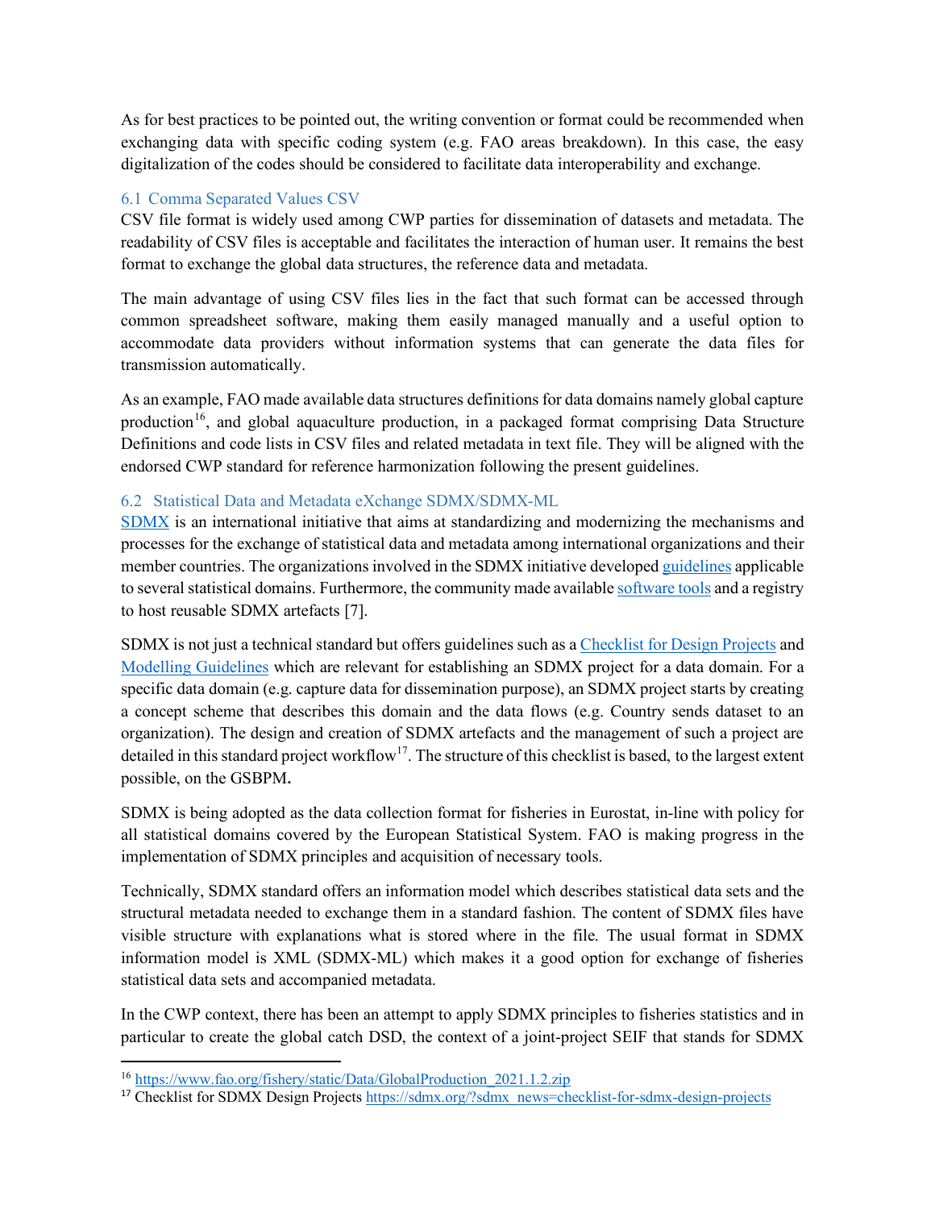As for best practices to be pointed out, the writing convention or format could be recommended when exchanging data with specific coding system (e.g. FAO areas breakdown). In this case, the easy digitalization of the codes should be considered to facilitate data interoperability and exchange.

## 6.1 Comma Separated Values CSV

CSV file format is widely used among CWP parties for dissemination of datasets and metadata. The readability of CSV files is acceptable and facilitates the interaction of human user. It remains the best format to exchange the global data structures, the reference data and metadata.

The main advantage of using CSV files lies in the fact that such format can be accessed through common spreadsheet software, making them easily managed manually and a useful option to accommodate data providers without information systems that can generate the data files for transmission automatically.

As an example, FAO made available data structures definitions for data domains namely global capture production[16], and global aquaculture production, in a packaged format comprising Data Structure Definitions and code lists in CSV files and related metadata in text file. They will be aligned with the endorsed CWP standard for reference harmonization following the present guidelines.

## 6.2 Statistical Data and Metadata eXchange SDMX/SDMX-ML

SDMX is an international initiative that aims at standardizing and modernizing the mechanisms and processes for the exchange of statistical data and metadata among international organizations and their member countries. The organizations involved in the SDMX initiative developed guidelines applicable to several statistical domains. Furthermore, the community made available software tools and a registry to host reusable SDMX artefacts [7].

SDMX is not just a technical standard but offers guidelines such as a Checklist for Design Projects and Modelling Guidelines which are relevant for establishing an SDMX project for a data domain. For a specific data domain (e.g. capture data for dissemination purpose), an SDMX project starts by creating a concept scheme that describes this domain and the data flows (e.g. Country sends dataset to an organization). The design and creation of SDMX artefacts and the management of such a project are detailed in this standard project workflow[17]. The structure of this checklist is based, to the largest extent possible, on the GSBPM**.**

SDMX is being adopted as the data collection format for fisheries in Eurostat, in-line with policy for all statistical domains covered by the European Statistical System. FAO is making progress in the implementation of SDMX principles and acquisition of necessary tools.

Technically, SDMX standard offers an information model which describes statistical data sets and the structural metadata needed to exchange them in a standard fashion. The content of SDMX files have visible structure with explanations what is stored where in the file. The usual format in SDMX information model is XML (SDMX-ML) which makes it a good option for exchange of fisheries statistical data sets and accompanied metadata.

In the CWP context, there has been an attempt to apply SDMX principles to fisheries statistics and in particular to create the global catch DSD, the context of a joint-project SEIF that stands for SDMX

---

[16] https://www.fao.org/fishery/static/Data/GlobalProduction_2021.1.2.zip

[17] Checklist for SDMX Design Projects https://sdmx.org/?sdmx_news=checklist-for-sdmx-design-projects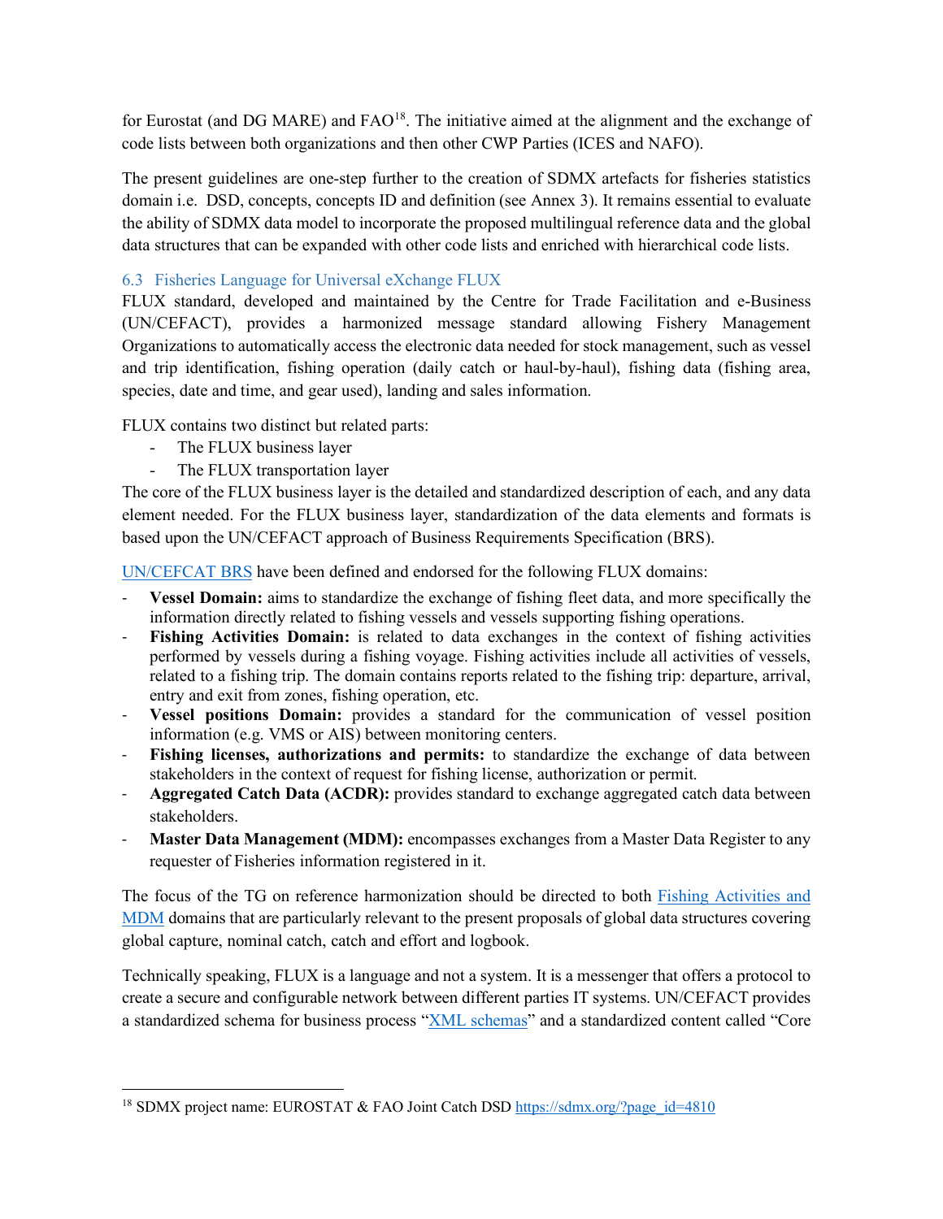for Eurostat (and DG MARE) and FAO[18]. The initiative aimed at the alignment and the exchange of code lists between both organizations and then other CWP Parties (ICES and NAFO).

The present guidelines are one-step further to the creation of SDMX artefacts for fisheries statistics domain i.e. DSD, concepts, concepts ID and definition (see Annex 3). It remains essential to evaluate the ability of SDMX data model to incorporate the proposed multilingual reference data and the global data structures that can be expanded with other code lists and enriched with hierarchical code lists.

### 6.3 Fisheries Language for Universal eXchange FLUX

FLUX standard, developed and maintained by the Centre for Trade Facilitation and e-Business (UN/CEFACT), provides a harmonized message standard allowing Fishery Management Organizations to automatically access the electronic data needed for stock management, such as vessel and trip identification, fishing operation (daily catch or haul-by-haul), fishing data (fishing area, species, date and time, and gear used), landing and sales information.

FLUX contains two distinct but related parts:

- The FLUX business layer
- The FLUX transportation layer

The core of the FLUX business layer is the detailed and standardized description of each, and any data element needed. For the FLUX business layer, standardization of the data elements and formats is based upon the UN/CEFACT approach of Business Requirements Specification (BRS).

UN/CEFCAT BRS have been defined and endorsed for the following FLUX domains:

- **Vessel Domain:** aims to standardize the exchange of fishing fleet data, and more specifically the information directly related to fishing vessels and vessels supporting fishing operations.
- **Fishing Activities Domain:** is related to data exchanges in the context of fishing activities performed by vessels during a fishing voyage. Fishing activities include all activities of vessels, related to a fishing trip. The domain contains reports related to the fishing trip: departure, arrival, entry and exit from zones, fishing operation, etc.
- **Vessel positions Domain:** provides a standard for the communication of vessel position information (e.g. VMS or AIS) between monitoring centers.
- **Fishing licenses, authorizations and permits:** to standardize the exchange of data between stakeholders in the context of request for fishing license, authorization or permit.
- **Aggregated Catch Data (ACDR):** provides standard to exchange aggregated catch data between stakeholders.
- **Master Data Management (MDM):** encompasses exchanges from a Master Data Register to any requester of Fisheries information registered in it.

The focus of the TG on reference harmonization should be directed to both Fishing Activities and MDM domains that are particularly relevant to the present proposals of global data structures covering global capture, nominal catch, catch and effort and logbook.

Technically speaking, FLUX is a language and not a system. It is a messenger that offers a protocol to create a secure and configurable network between different parties IT systems. UN/CEFACT provides a standardized schema for business process "XML schemas" and a standardized content called "Core

[18] SDMX project name: EUROSTAT & FAO Joint Catch DSD https://sdmx.org/?page_id=4810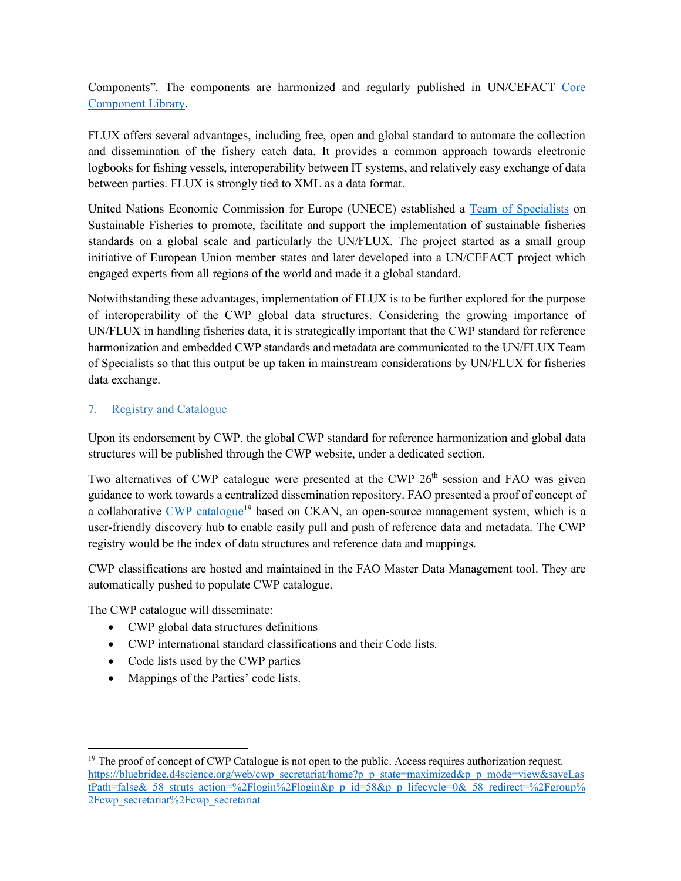Components". The components are harmonized and regularly published in UN/CEFACT [Core Component Library](Core Component Library).

FLUX offers several advantages, including free, open and global standard to automate the collection and dissemination of the fishery catch data. It provides a common approach towards electronic logbooks for fishing vessels, interoperability between IT systems, and relatively easy exchange of data between parties. FLUX is strongly tied to XML as a data format.

United Nations Economic Commission for Europe (UNECE) established a Team of Specialists on Sustainable Fisheries to promote, facilitate and support the implementation of sustainable fisheries standards on a global scale and particularly the UN/FLUX. The project started as a small group initiative of European Union member states and later developed into a UN/CEFACT project which engaged experts from all regions of the world and made it a global standard.

Notwithstanding these advantages, implementation of FLUX is to be further explored for the purpose of interoperability of the CWP global data structures. Considering the growing importance of UN/FLUX in handling fisheries data, it is strategically important that the CWP standard for reference harmonization and embedded CWP standards and metadata are communicated to the UN/FLUX Team of Specialists so that this output be up taken in mainstream considerations by UN/FLUX for fisheries data exchange.

## 7. Registry and Catalogue

Upon its endorsement by CWP, the global CWP standard for reference harmonization and global data structures will be published through the CWP website, under a dedicated section.

Two alternatives of CWP catalogue were presented at the CWP 26th session and FAO was given guidance to work towards a centralized dissemination repository. FAO presented a proof of concept of a collaborative CWP catalogue[19] based on CKAN, an open-source management system, which is a user-friendly discovery hub to enable easily pull and push of reference data and metadata. The CWP registry would be the index of data structures and reference data and mappings.

CWP classifications are hosted and maintained in the FAO Master Data Management tool. They are automatically pushed to populate CWP catalogue.

The CWP catalogue will disseminate:

- CWP global data structures definitions
- CWP international standard classifications and their Code lists.
- Code lists used by the CWP parties
- Mappings of the Parties' code lists.

---

[19] The proof of concept of CWP Catalogue is not open to the public. Access requires authorization request. https://bluebridge.d4science.org/web/cwp_secretariat/home?p_p_state=maximized&p_p_mode=view&saveLastPath=false&_58_struts_action=%2Flogin%2Flogin&p_p_id=58&p_p_lifecycle=0&_58_redirect=%2Fgroup%2Fcwp_secretariat%2Fcwp_secretariat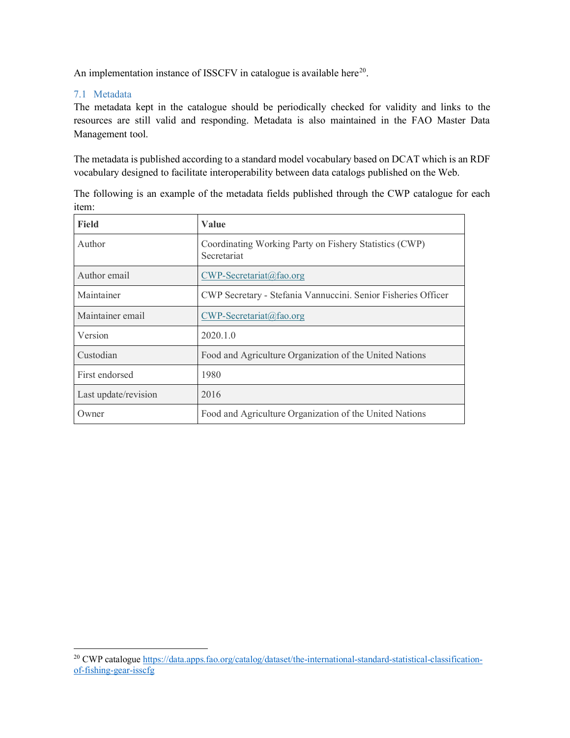An implementation instance of ISSCFV in catalogue is available here[20].

## 7.1 Metadata

The metadata kept in the catalogue should be periodically checked for validity and links to the resources are still valid and responding. Metadata is also maintained in the FAO Master Data Management tool.

The metadata is published according to a standard model vocabulary based on DCAT which is an RDF vocabulary designed to facilitate interoperability between data catalogs published on the Web.

The following is an example of the metadata fields published through the CWP catalogue for each item:

| **Field** | **Value** |
|---|---|
| Author | Coordinating Working Party on Fishery Statistics (CWP) Secretariat |
| Author email | CWP-Secretariat@fao.org |
| Maintainer | CWP Secretary - Stefania Vannuccini. Senior Fisheries Officer |
| Maintainer email | CWP-Secretariat@fao.org |
| Version | 2020.1.0 |
| Custodian | Food and Agriculture Organization of the United Nations |
| First endorsed | 1980 |
| Last update/revision | 2016 |
| Owner | Food and Agriculture Organization of the United Nations |

[20] CWP catalogue https://data.apps.fao.org/catalog/dataset/the-international-standard-statistical-classification-of-fishing-gear-isscfg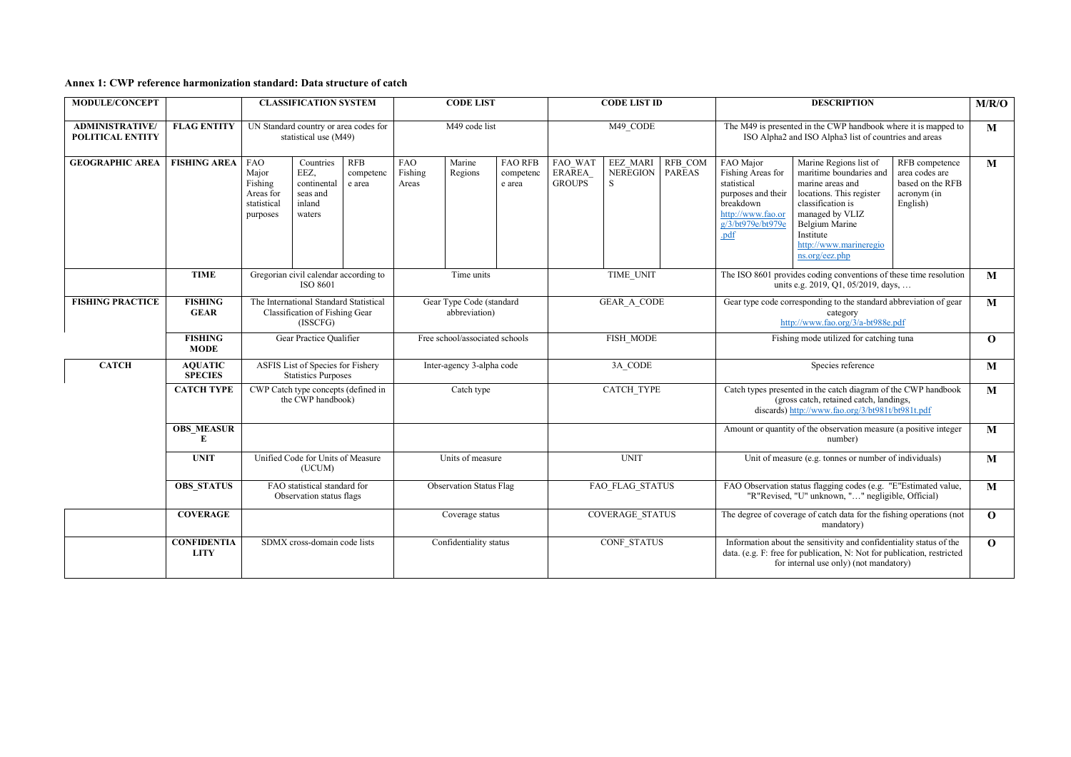**Annex 1: CWP reference harmonization standard: Data structure of catch**

| MODULE/CONCEPT | | CLASSIFICATION SYSTEM | | | CODE LIST | | | CODE LIST ID | | | DESCRIPTION | | | M/R/O |
|---|---|---|---|---|---|---|---|---|---|---|---|---|---|---|
| **ADMINISTRATIVE/ POLITICAL ENTITY** | **FLAG ENTITY** | UN Standard country or area codes for statistical use (M49) | | | M49 code list | | | M49_CODE | | | The M49 is presented in the CWP handbook where it is mapped to ISO Alpha2 and ISO Alpha3 list of countries and areas | | | **M** |
| **GEOGRAPHIC AREA** | **FISHING AREA** | FAO Major Fishing Areas for statistical purposes | Countries EEZ, continental seas and inland waters | RFB competence area | FAO Fishing Areas | Marine Regions | FAO RFB competence area | FAO_WATERAREA_GROUPS | EEZ_MARINEREGIONS | RFB_COMPAREAS | FAO Major Fishing Areas for statistical purposes and their breakdown http://www.fao.org/3/bt979e/bt979e.pdf | Marine Regions list of maritime boundaries and marine areas and locations. This register classification is managed by VLIZ Belgium Marine Institute http://www.marineregions.org/eez.php | RFB competence area codes are based on the RFB acronym (in English) | **M** |
| | **TIME** | Gregorian civil calendar according to ISO 8601 | | | Time units | | | TIME_UNIT | | | The ISO 8601 provides coding conventions of these time resolution units e.g. 2019, Q1, 05/2019, days, … | | | **M** |
| **FISHING PRACTICE** | **FISHING GEAR** | The International Standard Statistical Classification of Fishing Gear (ISSCFG) | | | Gear Type Code (standard abbreviation) | | | GEAR_A_CODE | | | Gear type code corresponding to the standard abbreviation of gear category http://www.fao.org/3/a-bt988e.pdf | | | **M** |
| | **FISHING MODE** | Gear Practice Qualifier | | | Free school/associated schools | | | FISH_MODE | | | Fishing mode utilized for catching tuna | | | **O** |
| **CATCH** | **AQUATIC SPECIES** | ASFIS List of Species for Fishery Statistics Purposes | | | Inter-agency 3-alpha code | | | 3A_CODE | | | Species reference | | | **M** |
| | **CATCH TYPE** | CWP Catch type concepts (defined in the CWP handbook) | | | Catch type | | | CATCH_TYPE | | | Catch types presented in the catch diagram of the CWP handbook (gross catch, retained catch, landings, discards) http://www.fao.org/3/bt981t/bt981t.pdf | | | **M** |
| | **OBS_MEASURE** | | | | | | | | | | Amount or quantity of the observation measure (a positive integer number) | | | **M** |
| | **UNIT** | Unified Code for Units of Measure (UCUM) | | | Units of measure | | | UNIT | | | Unit of measure (e.g. tonnes or number of individuals) | | | **M** |
| | **OBS_STATUS** | FAO statistical standard for Observation status flags | | | Observation Status Flag | | | FAO_FLAG_STATUS | | | FAO Observation status flagging codes (e.g. "E"Estimated value, "R"Revised, "U" unknown, "…" negligible, Official) | | | **M** |
| | **COVERAGE** | | | | Coverage status | | | COVERAGE_STATUS | | | The degree of coverage of catch data for the fishing operations (not mandatory) | | | **O** |
| | **CONFIDENTIALITY** | SDMX cross-domain code lists | | | Confidentiality status | | | CONF_STATUS | | | Information about the sensitivity and confidentiality status of the data. (e.g. F: free for publication, N: Not for publication, restricted for internal use only) (not mandatory) | | | **O** |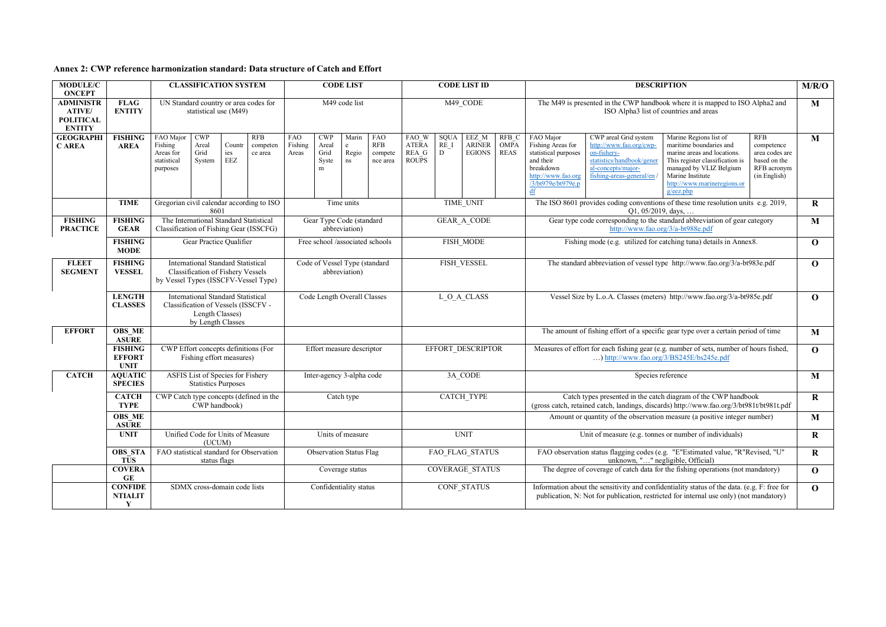**Annex 2: CWP reference harmonization standard: Data structure of Catch and Effort**

| MODULE/CONCEPT | | CLASSIFICATION SYSTEM | | | | CODE LIST | | | | CODE LIST ID | | | | DESCRIPTION | | | | M/R/O |
|---|---|---|---|---|---|---|---|---|---|---|---|---|---|---|---|---|---|---|
| ADMINISTRATIVE/ POLITICAL ENTITY | FLAG ENTITY | UN Standard country or area codes for statistical use (M49) | | | | M49 code list | | | | M49_CODE | | | | The M49 is presented in the CWP handbook where it is mapped to ISO Alpha2 and ISO Alpha3 list of countries and areas | | | | M |
| GEOGRAPHIC AREA | FISHING AREA | FAO Major Fishing Areas for statistical purposes | CWP Areal Grid System | Countries EEZ | RFB competence area | FAO Fishing Areas | CWP Areal Grid System | Marine Regions | FAO RFB competence area | FAO_WATERAREA_GROUPS | SQUARE_ID | EEZ_MARINEREGIONS | RFB_COMPAREAS | FAO Major Fishing Areas for statistical purposes and their breakdown http://www.fao.org/3/bt979e/bt979e.pdf | CWP areal Grid system http://www.fao.org/cwp-on-fishery-statistics/handbook/general-concepts/major-fishing-areas-general/en/ | Marine Regions list of maritime boundaries and marine areas and locations. This register classification is managed by VLIZ Belgium Marine Institute http://www.marineregions.org/eez.php | RFB competence area codes are based on the RFB acronym (in English) | M |
| | TIME | Gregorian civil calendar according to ISO 8601 | | | | Time units | | | | TIME_UNIT | | | | The ISO 8601 provides coding conventions of these time resolution units e.g. 2019, Q1, 05/2019, days, … | | | | R |
| FISHING PRACTICE | FISHING GEAR | The International Standard Statistical Classification of Fishing Gear (ISSCFG) | | | | Gear Type Code (standard abbreviation) | | | | GEAR_A_CODE | | | | Gear type code corresponding to the standard abbreviation of gear category http://www.fao.org/3/a-bt988e.pdf | | | | M |
| | FISHING MODE | Gear Practice Qualifier | | | | Free school /associated schools | | | | FISH_MODE | | | | Fishing mode (e.g. utilized for catching tuna) details in Annex8. | | | | O |
| FLEET SEGMENT | FISHING VESSEL | International Standard Statistical Classification of Fishery Vessels by Vessel Types (ISSCFV-Vessel Type) | | | | Code of Vessel Type (standard abbreviation) | | | | FISH_VESSEL | | | | The standard abbreviation of vessel type http://www.fao.org/3/a-bt983e.pdf | | | | O |
| | LENGTH CLASSES | International Standard Statistical Classification of Vessels (ISSCFV - Length Classes) by Length Classes | | | | Code Length Overall Classes | | | | L_O_A_CLASS | | | | Vessel Size by L.o.A. Classes (meters) http://www.fao.org/3/a-bt985e.pdf | | | | O |
| EFFORT | OBS_MEASURE | | | | | | | | | | | | | The amount of fishing effort of a specific gear type over a certain period of time | | | | M |
| | FISHING EFFORT UNIT | CWP Effort concepts definitions (For Fishing effort measures) | | | | Effort measure descriptor | | | | EFFORT_DESCRIPTOR | | | | Measures of effort for each fishing gear (e.g. number of sets, number of hours fished, …) http://www.fao.org/3/BS245E/bs245e.pdf | | | | O |
| CATCH | AQUATIC SPECIES | ASFIS List of Species for Fishery Statistics Purposes | | | | Inter-agency 3-alpha code | | | | 3A_CODE | | | | Species reference | | | | M |
| | CATCH TYPE | CWP Catch type concepts (defined in the CWP handbook) | | | | Catch type | | | | CATCH_TYPE | | | | Catch types presented in the catch diagram of the CWP handbook (gross catch, retained catch, landings, discards) http://www.fao.org/3/bt981t/bt981t.pdf | | | | R |
| | OBS_MEASURE | | | | | | | | | | | | | Amount or quantity of the observation measure (a positive integer number) | | | | M |
| | UNIT | Unified Code for Units of Measure (UCUM) | | | | Units of measure | | | | UNIT | | | | Unit of measure (e.g. tonnes or number of individuals) | | | | R |
| | OBS_STATUS | FAO statistical standard for Observation status flags | | | | Observation Status Flag | | | | FAO_FLAG_STATUS | | | | FAO observation status flagging codes (e.g. "E"Estimated value, "R"Revised, "U" unknown, "…" negligible, Official) | | | | R |
| | COVERAGE | | | | | Coverage status | | | | COVERAGE_STATUS | | | | The degree of coverage of catch data for the fishing operations (not mandatory) | | | | O |
| | CONFIDENTIALITY | SDMX cross-domain code lists | | | | Confidentiality status | | | | CONF_STATUS | | | | Information about the sensitivity and confidentiality status of the data. (e.g. F: free for publication, N: Not for publication, restricted for internal use only) (not mandatory) | | | | O |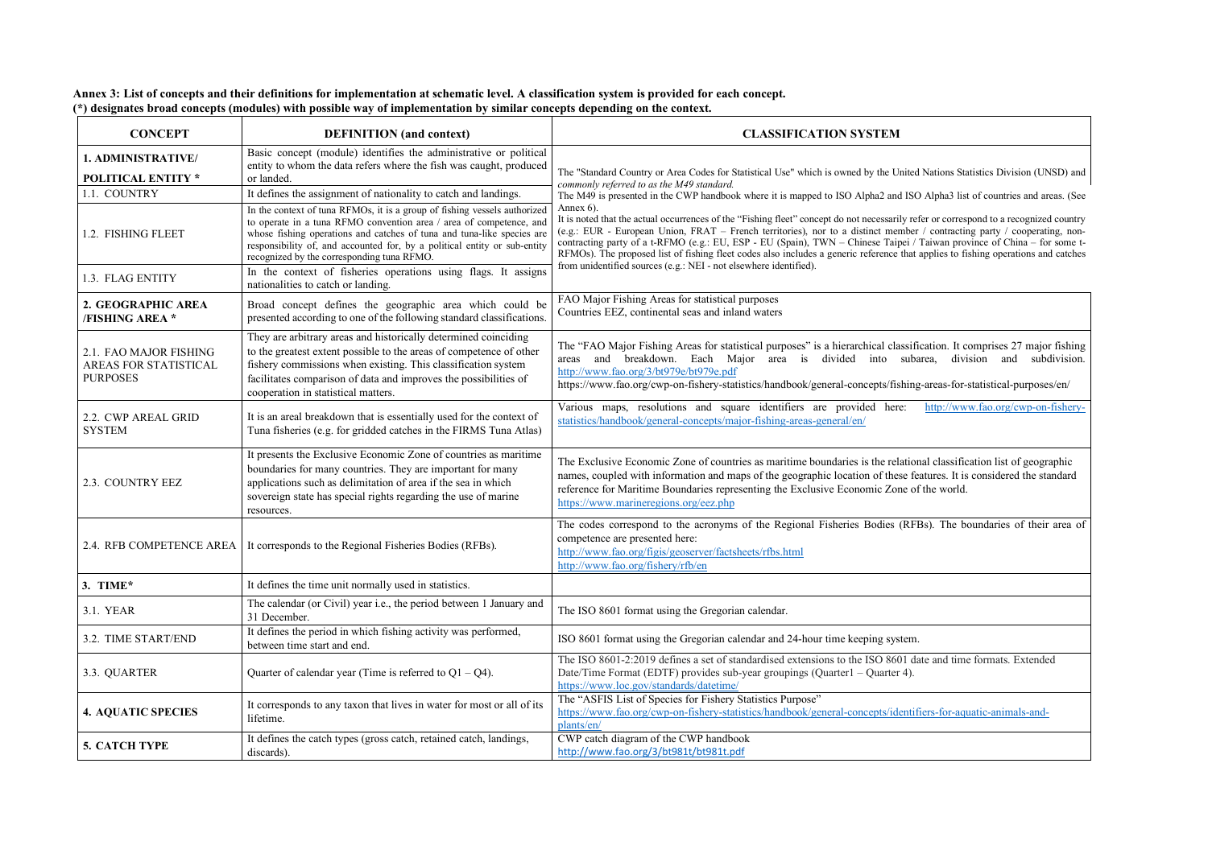**Annex 3: List of concepts and their definitions for implementation at schematic level. A classification system is provided for each concept.**
**(*) designates broad concepts (modules) with possible way of implementation by similar concepts depending on the context.**

| CONCEPT | DEFINITION (and context) | CLASSIFICATION SYSTEM |
|---|---|---|
| **1. ADMINISTRATIVE/ POLITICAL ENTITY *** | Basic concept (module) identifies the administrative or political entity to whom the data refers where the fish was caught, produced or landed. | The "Standard Country or Area Codes for Statistical Use" which is owned by the United Nations Statistics Division (UNSD) and *commonly referred to as the M49 standard.* The M49 is presented in the CWP handbook where it is mapped to ISO Alpha2 and ISO Alpha3 list of countries and areas. (See Annex 6). It is noted that the actual occurrences of the "Fishing fleet" concept do not necessarily refer or correspond to a recognized country (e.g.: EUR - European Union, FRAT – French territories), nor to a distinct member / contracting party / cooperating, non-contracting party of a t-RFMO (e.g.: EU, ESP - EU (Spain), TWN – Chinese Taipei / Taiwan province of China – for some t-RFMOs). The proposed list of fishing fleet codes also includes a generic reference that applies to fishing operations and catches from unidentified sources (e.g.: NEI - not elsewhere identified). |
| 1.1. COUNTRY | It defines the assignment of nationality to catch and landings. | |
| 1.2. FISHING FLEET | In the context of tuna RFMOs, it is a group of fishing vessels authorized to operate in a tuna RFMO convention area / area of competence, and whose fishing operations and catches of tuna and tuna-like species are responsibility of, and accounted for, by a political entity or sub-entity recognized by the corresponding tuna RFMO. | |
| 1.3. FLAG ENTITY | In the context of fisheries operations using flags. It assigns nationalities to catch or landing. | |
| **2. GEOGRAPHIC AREA /FISHING AREA *** | Broad concept defines the geographic area which could be presented according to one of the following standard classifications. | FAO Major Fishing Areas for statistical purposes<br>Countries EEZ, continental seas and inland waters |
| 2.1. FAO MAJOR FISHING AREAS FOR STATISTICAL PURPOSES | They are arbitrary areas and historically determined coinciding to the greatest extent possible to the areas of competence of other fishery commissions when existing. This classification system facilitates comparison of data and improves the possibilities of cooperation in statistical matters. | The "FAO Major Fishing Areas for statistical purposes" is a hierarchical classification. It comprises 27 major fishing areas and breakdown. Each Major area is divided into subarea, division and subdivision. http://www.fao.org/3/bt979e/bt979e.pdf<br>https://www.fao.org/cwp-on-fishery-statistics/handbook/general-concepts/fishing-areas-for-statistical-purposes/en/ |
| 2.2. CWP AREAL GRID SYSTEM | It is an areal breakdown that is essentially used for the context of Tuna fisheries (e.g. for gridded catches in the FIRMS Tuna Atlas) | Various maps, resolutions and square identifiers are provided here: http://www.fao.org/cwp-on-fishery-statistics/handbook/general-concepts/major-fishing-areas-general/en/ |
| 2.3. COUNTRY EEZ | It presents the Exclusive Economic Zone of countries as maritime boundaries for many countries. They are important for many applications such as delimitation of area if the sea in which sovereign state has special rights regarding the use of marine resources. | The Exclusive Economic Zone of countries as maritime boundaries is the relational classification list of geographic names, coupled with information and maps of the geographic location of these features. It is considered the standard reference for Maritime Boundaries representing the Exclusive Economic Zone of the world. https://www.marineregions.org/eez.php |
| 2.4. RFB COMPETENCE AREA | It corresponds to the Regional Fisheries Bodies (RFBs). | The codes correspond to the acronyms of the Regional Fisheries Bodies (RFBs). The boundaries of their area of competence are presented here:<br>http://www.fao.org/figis/geoserver/factsheets/rfbs.html<br>http://www.fao.org/fishery/rfb/en |
| **3. TIME*** | It defines the time unit normally used in statistics. | |
| 3.1. YEAR | The calendar (or Civil) year i.e., the period between 1 January and 31 December. | The ISO 8601 format using the Gregorian calendar. |
| 3.2. TIME START/END | It defines the period in which fishing activity was performed, between time start and end. | ISO 8601 format using the Gregorian calendar and 24-hour time keeping system. |
| 3.3. QUARTER | Quarter of calendar year (Time is referred to Q1 – Q4). | The ISO 8601-2:2019 defines a set of standardised extensions to the ISO 8601 date and time formats. Extended Date/Time Format (EDTF) provides sub-year groupings (Quarter1 – Quarter 4).<br>https://www.loc.gov/standards/datetime/ |
| **4. AQUATIC SPECIES** | It corresponds to any taxon that lives in water for most or all of its lifetime. | The "ASFIS List of Species for Fishery Statistics Purpose"<br>https://www.fao.org/cwp-on-fishery-statistics/handbook/general-concepts/identifiers-for-aquatic-animals-and-plants/en/ |
| **5. CATCH TYPE** | It defines the catch types (gross catch, retained catch, landings, discards). | CWP catch diagram of the CWP handbook<br>http://www.fao.org/3/bt981t/bt981t.pdf |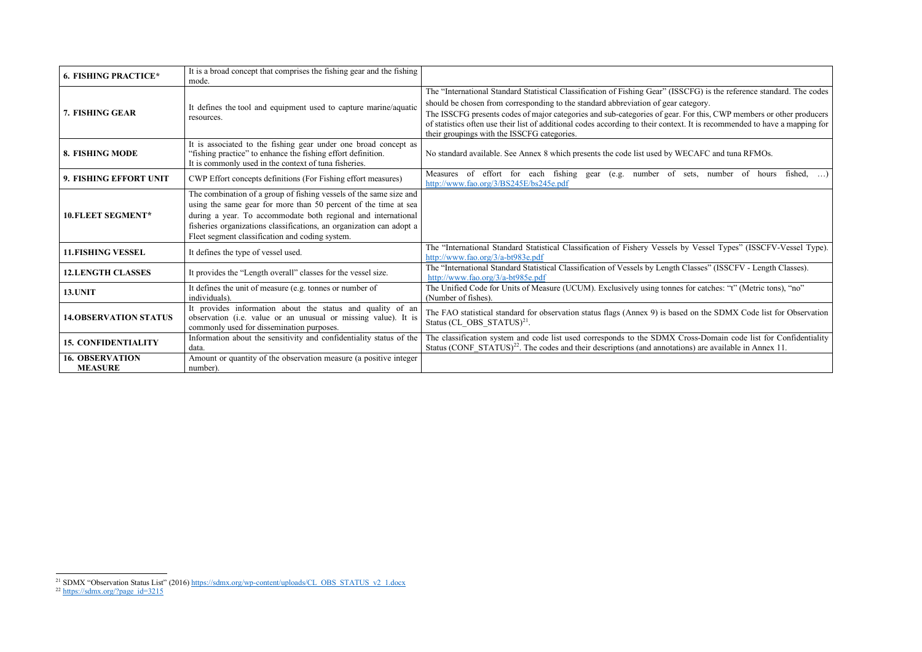| | | |
|---|---|---|
| **6. FISHING PRACTICE*** | It is a broad concept that comprises the fishing gear and the fishing mode. | |
| **7. FISHING GEAR** | It defines the tool and equipment used to capture marine/aquatic resources. | The "International Standard Statistical Classification of Fishing Gear" (ISSCFG) is the reference standard. The codes should be chosen from corresponding to the standard abbreviation of gear category. The ISSCFG presents codes of major categories and sub-categories of gear. For this, CWP members or other producers of statistics often use their list of additional codes according to their context. It is recommended to have a mapping for their groupings with the ISSCFG categories. |
| **8. FISHING MODE** | It is associated to the fishing gear under one broad concept as "fishing practice" to enhance the fishing effort definition. It is commonly used in the context of tuna fisheries. | No standard available. See Annex 8 which presents the code list used by WECAFC and tuna RFMOs. |
| **9. FISHING EFFORT UNIT** | CWP Effort concepts definitions (For Fishing effort measures) | Measures of effort for each fishing gear (e.g. number of sets, number of hours fished, …) http://www.fao.org/3/BS245E/bs245e.pdf |
| **10.FLEET SEGMENT*** | The combination of a group of fishing vessels of the same size and using the same gear for more than 50 percent of the time at sea during a year. To accommodate both regional and international fisheries organizations classifications, an organization can adopt a Fleet segment classification and coding system. | |
| **11.FISHING VESSEL** | It defines the type of vessel used. | The "International Standard Statistical Classification of Fishery Vessels by Vessel Types" (ISSCFV-Vessel Type). http://www.fao.org/3/a-bt983e.pdf |
| **12.LENGTH CLASSES** | It provides the "Length overall" classes for the vessel size. | The "International Standard Statistical Classification of Vessels by Length Classes" (ISSCFV - Length Classes). http://www.fao.org/3/a-bt985e.pdf |
| **13.UNIT** | It defines the unit of measure (e.g. tonnes or number of individuals). | The Unified Code for Units of Measure (UCUM). Exclusively using tonnes for catches: "t" (Metric tons), "no" (Number of fishes). |
| **14.OBSERVATION STATUS** | It provides information about the status and quality of an observation (i.e. value or an unusual or missing value). It is commonly used for dissemination purposes. | The FAO statistical standard for observation status flags (Annex 9) is based on the SDMX Code list for Observation Status (CL_OBS_STATUS)[21]. |
| **15. CONFIDENTIALITY** | Information about the sensitivity and confidentiality status of the data. | The classification system and code list used corresponds to the SDMX Cross-Domain code list for Confidentiality Status (CONF_STATUS)[22]. The codes and their descriptions (and annotations) are available in Annex 11. |
| **16. OBSERVATION MEASURE** | Amount or quantity of the observation measure (a positive integer number). | |

[21] SDMX "Observation Status List" (2016) https://sdmx.org/wp-content/uploads/CL_OBS_STATUS_v2_1.docx

[22] https://sdmx.org/?page_id=3215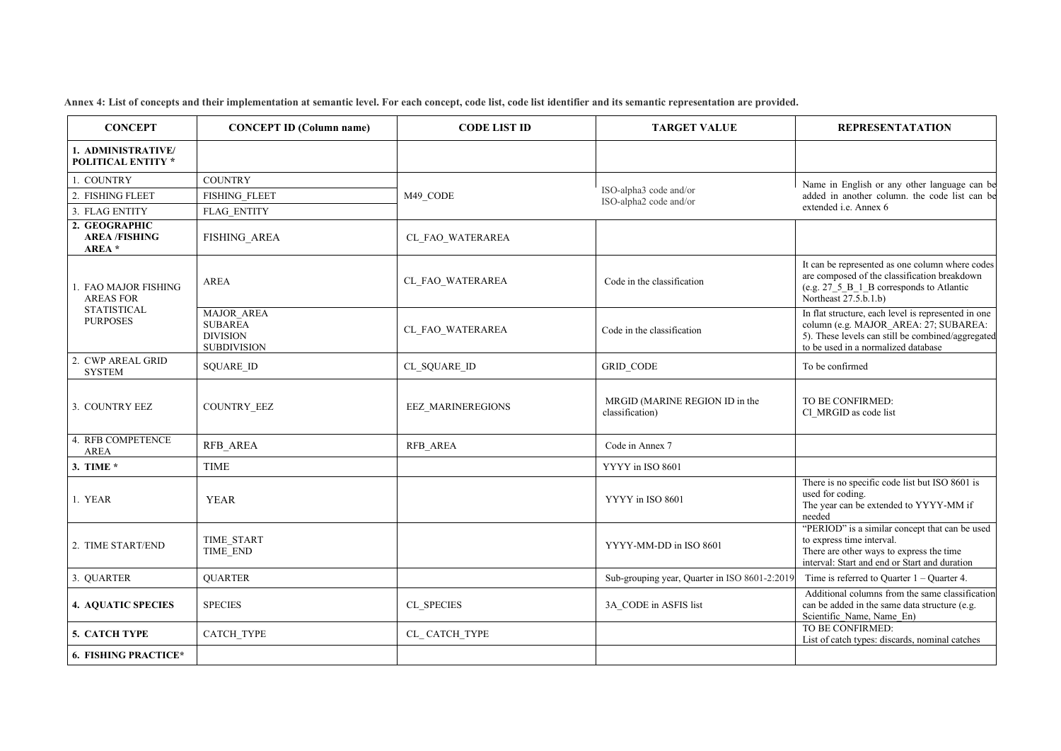**Annex 4: List of concepts and their implementation at semantic level. For each concept, code list, code list identifier and its semantic representation are provided.**

| CONCEPT | CONCEPT ID (Column name) | CODE LIST ID | TARGET VALUE | REPRESENTATATION |
|---|---|---|---|---|
| **1. ADMINISTRATIVE/ POLITICAL ENTITY \*** | | | | |
| 1. COUNTRY | COUNTRY | M49_CODE | ISO-alpha3 code and/or ISO-alpha2 code and/or | Name in English or any other language can be added in another column. the code list can be extended i.e. Annex 6 |
| 2. FISHING FLEET | FISHING_FLEET | | | |
| 3. FLAG ENTITY | FLAG_ENTITY | | | |
| **2. GEOGRAPHIC AREA /FISHING AREA \*** | FISHING_AREA | CL_FAO_WATERAREA | | |
| 1. FAO MAJOR FISHING AREAS FOR STATISTICAL PURPOSES | AREA | CL_FAO_WATERAREA | Code in the classification | It can be represented as one column where codes are composed of the classification breakdown (e.g. 27_5_B_1_B corresponds to Atlantic Northeast 27.5.b.1.b) |
| | MAJOR_AREA<br>SUBAREA<br>DIVISION<br>SUBDIVISION | CL_FAO_WATERAREA | Code in the classification | In flat structure, each level is represented in one column (e.g. MAJOR_AREA: 27; SUBAREA: 5). These levels can still be combined/aggregated to be used in a normalized database |
| 2. CWP AREAL GRID SYSTEM | SQUARE_ID | CL_SQUARE_ID | GRID_CODE | To be confirmed |
| 3. COUNTRY EEZ | COUNTRY_EEZ | EEZ_MARINEREGIONS | MRGID (MARINE REGION ID in the classification) | TO BE CONFIRMED:<br>Cl_MRGID as code list |
| 4. RFB COMPETENCE AREA | RFB_AREA | RFB_AREA | Code in Annex 7 | |
| **3. TIME \*** | TIME | | YYYY in ISO 8601 | |
| 1. YEAR | YEAR | | YYYY in ISO 8601 | There is no specific code list but ISO 8601 is used for coding.<br>The year can be extended to YYYY-MM if needed |
| 2. TIME START/END | TIME_START<br>TIME_END | | YYYY-MM-DD in ISO 8601 | "PERIOD" is a similar concept that can be used to express time interval.<br>There are other ways to express the time interval: Start and end or Start and duration |
| 3. QUARTER | QUARTER | | Sub-grouping year, Quarter in ISO 8601-2:2019 | Time is referred to Quarter 1 – Quarter 4. |
| **4. AQUATIC SPECIES** | SPECIES | CL_SPECIES | 3A_CODE in ASFIS list | Additional columns from the same classification can be added in the same data structure (e.g. Scientific_Name, Name_En) |
| **5. CATCH TYPE** | CATCH_TYPE | CL_ CATCH_TYPE | | TO BE CONFIRMED:<br>List of catch types: discards, nominal catches |
| **6. FISHING PRACTICE\*** | | | | |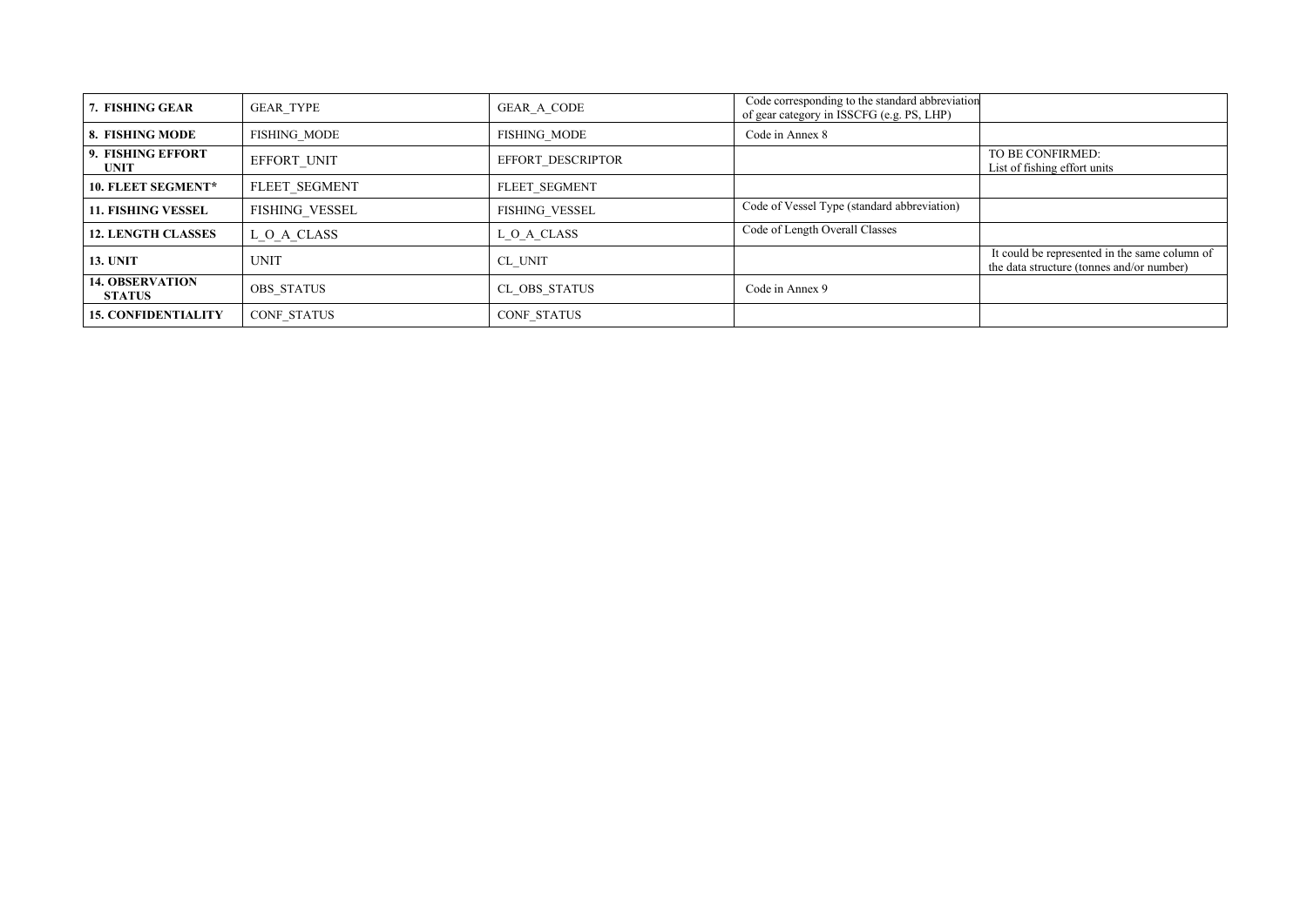| **7. FISHING GEAR** | GEAR_TYPE | GEAR_A_CODE | Code corresponding to the standard abbreviation of gear category in ISSCFG (e.g. PS, LHP) | |
|---|---|---|---|---|
| **8. FISHING MODE** | FISHING_MODE | FISHING_MODE | Code in Annex 8 | |
| **9. FISHING EFFORT UNIT** | EFFORT_UNIT | EFFORT_DESCRIPTOR | | TO BE CONFIRMED: List of fishing effort units |
| **10. FLEET SEGMENT*** | FLEET_SEGMENT | FLEET_SEGMENT | | |
| **11. FISHING VESSEL** | FISHING_VESSEL | FISHING_VESSEL | Code of Vessel Type (standard abbreviation) | |
| **12. LENGTH CLASSES** | L_O_A_CLASS | L_O_A_CLASS | Code of Length Overall Classes | |
| **13. UNIT** | UNIT | CL_UNIT | | It could be represented in the same column of the data structure (tonnes and/or number) |
| **14. OBSERVATION STATUS** | OBS_STATUS | CL_OBS_STATUS | Code in Annex 9 | |
| **15. CONFIDENTIALITY** | CONF_STATUS | CONF_STATUS | | |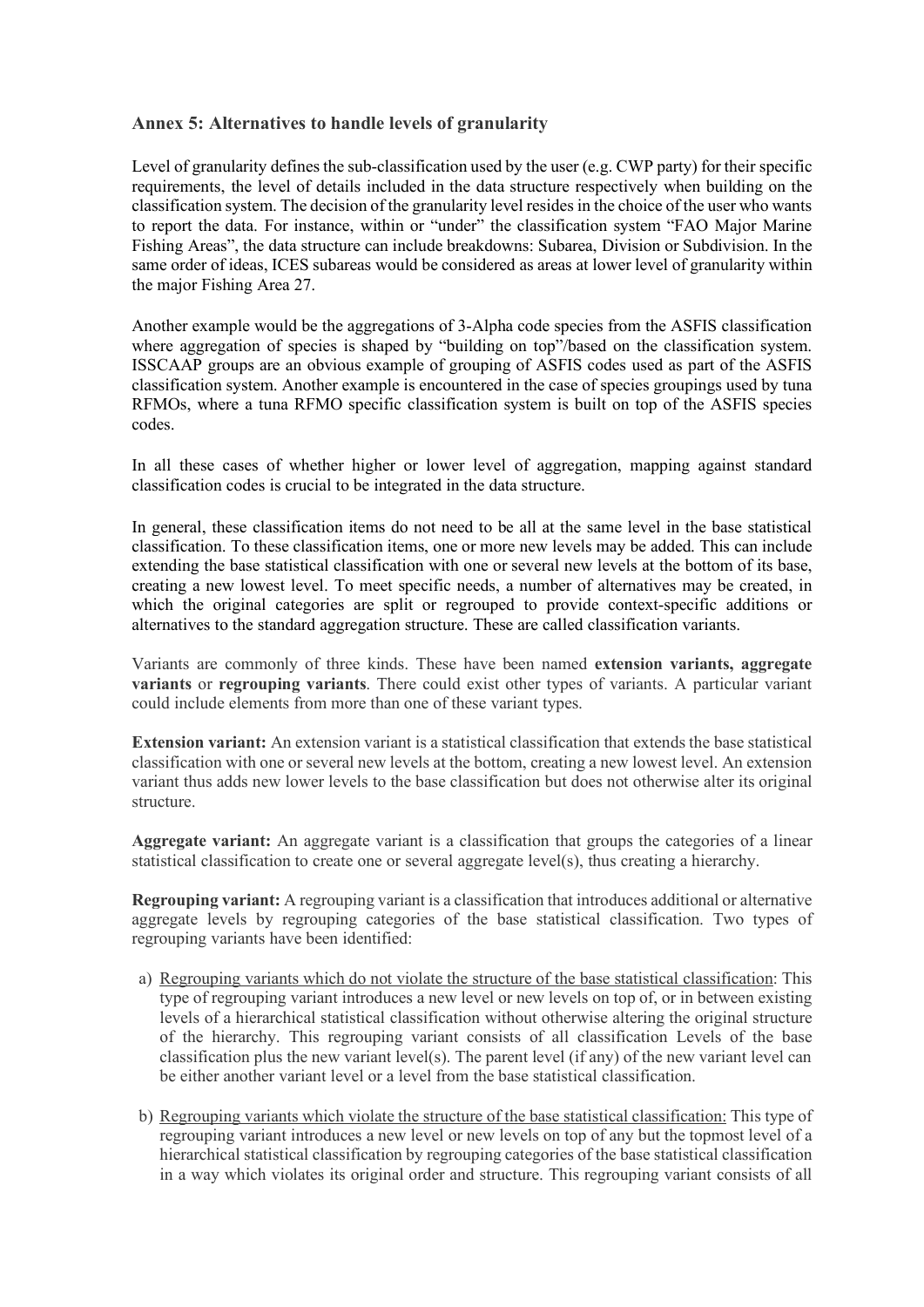## Annex 5: Alternatives to handle levels of granularity

Level of granularity defines the sub-classification used by the user (e.g. CWP party) for their specific requirements, the level of details included in the data structure respectively when building on the classification system. The decision of the granularity level resides in the choice of the user who wants to report the data. For instance, within or "under" the classification system "FAO Major Marine Fishing Areas", the data structure can include breakdowns: Subarea, Division or Subdivision. In the same order of ideas, ICES subareas would be considered as areas at lower level of granularity within the major Fishing Area 27.

Another example would be the aggregations of 3-Alpha code species from the ASFIS classification where aggregation of species is shaped by "building on top"/based on the classification system. ISSCAAP groups are an obvious example of grouping of ASFIS codes used as part of the ASFIS classification system. Another example is encountered in the case of species groupings used by tuna RFMOs, where a tuna RFMO specific classification system is built on top of the ASFIS species codes.

In all these cases of whether higher or lower level of aggregation, mapping against standard classification codes is crucial to be integrated in the data structure.

In general, these classification items do not need to be all at the same level in the base statistical classification. To these classification items, one or more new levels may be added. This can include extending the base statistical classification with one or several new levels at the bottom of its base, creating a new lowest level. To meet specific needs, a number of alternatives may be created, in which the original categories are split or regrouped to provide context-specific additions or alternatives to the standard aggregation structure. These are called classification variants.

Variants are commonly of three kinds. These have been named **extension variants, aggregate variants** or **regrouping variants**. There could exist other types of variants. A particular variant could include elements from more than one of these variant types.

**Extension variant:** An extension variant is a statistical classification that extends the base statistical classification with one or several new levels at the bottom, creating a new lowest level. An extension variant thus adds new lower levels to the base classification but does not otherwise alter its original structure.

**Aggregate variant:** An aggregate variant is a classification that groups the categories of a linear statistical classification to create one or several aggregate level(s), thus creating a hierarchy.

**Regrouping variant:** A regrouping variant is a classification that introduces additional or alternative aggregate levels by regrouping categories of the base statistical classification. Two types of regrouping variants have been identified:

a) Regrouping variants which do not violate the structure of the base statistical classification: This type of regrouping variant introduces a new level or new levels on top of, or in between existing levels of a hierarchical statistical classification without otherwise altering the original structure of the hierarchy. This regrouping variant consists of all classification Levels of the base classification plus the new variant level(s). The parent level (if any) of the new variant level can be either another variant level or a level from the base statistical classification.

b) Regrouping variants which violate the structure of the base statistical classification: This type of regrouping variant introduces a new level or new levels on top of any but the topmost level of a hierarchical statistical classification by regrouping categories of the base statistical classification in a way which violates its original order and structure. This regrouping variant consists of all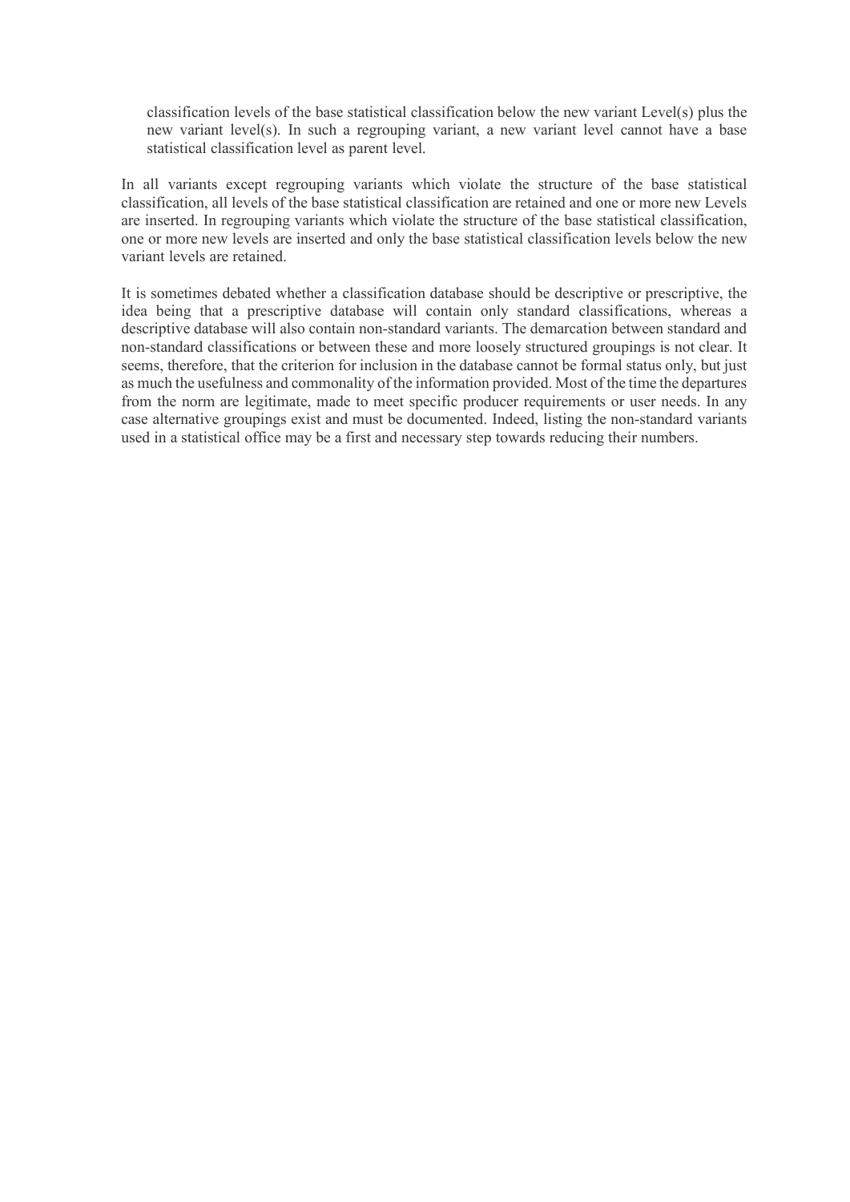classification levels of the base statistical classification below the new variant Level(s) plus the new variant level(s). In such a regrouping variant, a new variant level cannot have a base statistical classification level as parent level.

In all variants except regrouping variants which violate the structure of the base statistical classification, all levels of the base statistical classification are retained and one or more new Levels are inserted. In regrouping variants which violate the structure of the base statistical classification, one or more new levels are inserted and only the base statistical classification levels below the new variant levels are retained.

It is sometimes debated whether a classification database should be descriptive or prescriptive, the idea being that a prescriptive database will contain only standard classifications, whereas a descriptive database will also contain non-standard variants. The demarcation between standard and non-standard classifications or between these and more loosely structured groupings is not clear. It seems, therefore, that the criterion for inclusion in the database cannot be formal status only, but just as much the usefulness and commonality of the information provided. Most of the time the departures from the norm are legitimate, made to meet specific producer requirements or user needs. In any case alternative groupings exist and must be documented. Indeed, listing the non-standard variants used in a statistical office may be a first and necessary step towards reducing their numbers.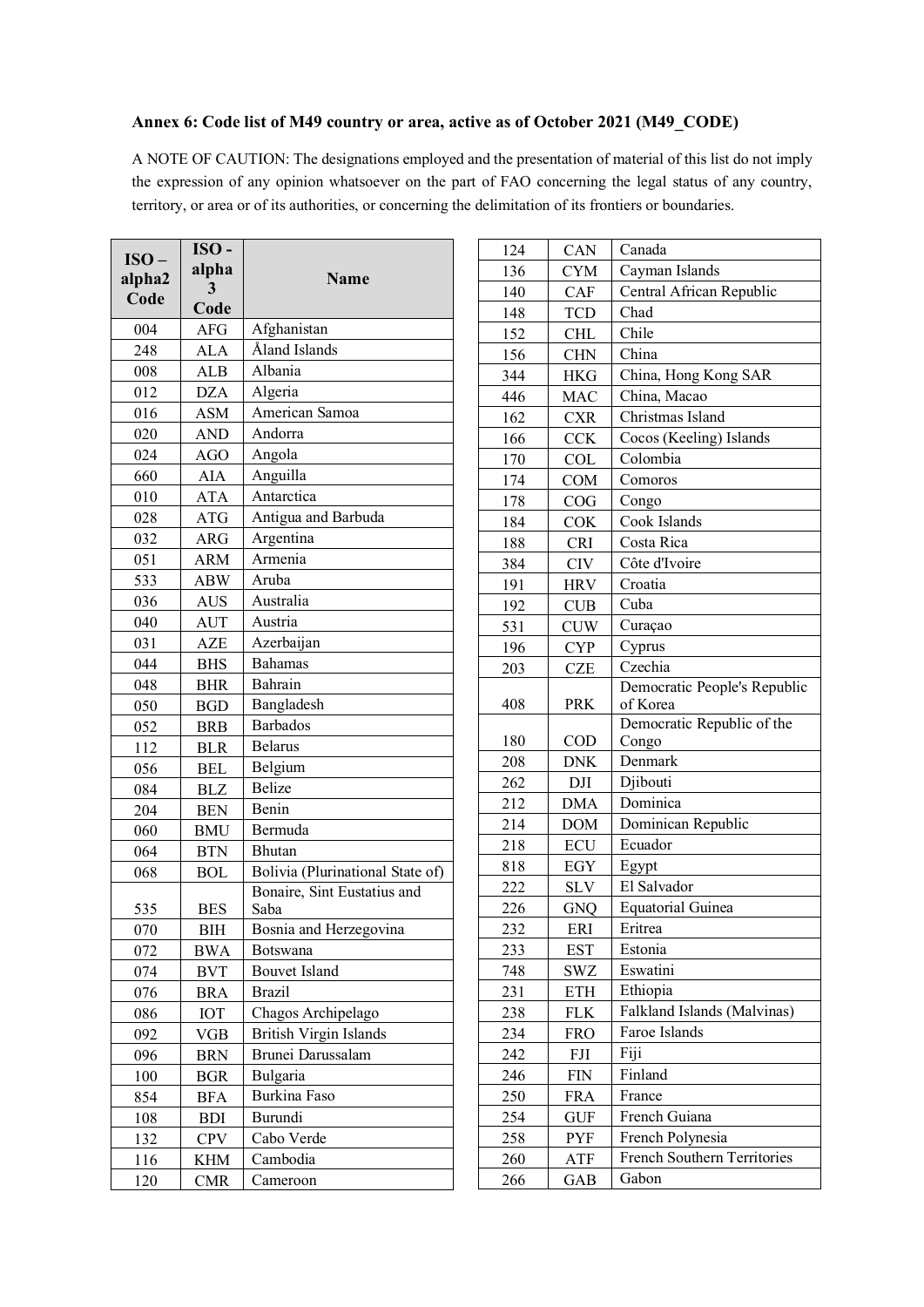### Annex 6: Code list of M49 country or area, active as of October 2021 (M49_CODE)

A NOTE OF CAUTION: The designations employed and the presentation of material of this list do not imply the expression of any opinion whatsoever on the part of FAO concerning the legal status of any country, territory, or area or of its authorities, or concerning the delimitation of its frontiers or boundaries.

| ISO – alpha2 Code | ISO - alpha 3 Code | Name |
|---|---|---|
| 004 | AFG | Afghanistan |
| 248 | ALA | Åland Islands |
| 008 | ALB | Albania |
| 012 | DZA | Algeria |
| 016 | ASM | American Samoa |
| 020 | AND | Andorra |
| 024 | AGO | Angola |
| 660 | AIA | Anguilla |
| 010 | ATA | Antarctica |
| 028 | ATG | Antigua and Barbuda |
| 032 | ARG | Argentina |
| 051 | ARM | Armenia |
| 533 | ABW | Aruba |
| 036 | AUS | Australia |
| 040 | AUT | Austria |
| 031 | AZE | Azerbaijan |
| 044 | BHS | Bahamas |
| 048 | BHR | Bahrain |
| 050 | BGD | Bangladesh |
| 052 | BRB | Barbados |
| 112 | BLR | Belarus |
| 056 | BEL | Belgium |
| 084 | BLZ | Belize |
| 204 | BEN | Benin |
| 060 | BMU | Bermuda |
| 064 | BTN | Bhutan |
| 068 | BOL | Bolivia (Plurinational State of) |
| 535 | BES | Bonaire, Sint Eustatius and Saba |
| 070 | BIH | Bosnia and Herzegovina |
| 072 | BWA | Botswana |
| 074 | BVT | Bouvet Island |
| 076 | BRA | Brazil |
| 086 | IOT | Chagos Archipelago |
| 092 | VGB | British Virgin Islands |
| 096 | BRN | Brunei Darussalam |
| 100 | BGR | Bulgaria |
| 854 | BFA | Burkina Faso |
| 108 | BDI | Burundi |
| 132 | CPV | Cabo Verde |
| 116 | KHM | Cambodia |
| 120 | CMR | Cameroon |
| 124 | CAN | Canada |
| 136 | CYM | Cayman Islands |
| 140 | CAF | Central African Republic |
| 148 | TCD | Chad |
| 152 | CHL | Chile |
| 156 | CHN | China |
| 344 | HKG | China, Hong Kong SAR |
| 446 | MAC | China, Macao |
| 162 | CXR | Christmas Island |
| 166 | CCK | Cocos (Keeling) Islands |
| 170 | COL | Colombia |
| 174 | COM | Comoros |
| 178 | COG | Congo |
| 184 | COK | Cook Islands |
| 188 | CRI | Costa Rica |
| 384 | CIV | Côte d'Ivoire |
| 191 | HRV | Croatia |
| 192 | CUB | Cuba |
| 531 | CUW | Curaçao |
| 196 | CYP | Cyprus |
| 203 | CZE | Czechia |
| 408 | PRK | Democratic People's Republic of Korea |
| 180 | COD | Democratic Republic of the Congo |
| 208 | DNK | Denmark |
| 262 | DJI | Djibouti |
| 212 | DMA | Dominica |
| 214 | DOM | Dominican Republic |
| 218 | ECU | Ecuador |
| 818 | EGY | Egypt |
| 222 | SLV | El Salvador |
| 226 | GNQ | Equatorial Guinea |
| 232 | ERI | Eritrea |
| 233 | EST | Estonia |
| 748 | SWZ | Eswatini |
| 231 | ETH | Ethiopia |
| 238 | FLK | Falkland Islands (Malvinas) |
| 234 | FRO | Faroe Islands |
| 242 | FJI | Fiji |
| 246 | FIN | Finland |
| 250 | FRA | France |
| 254 | GUF | French Guiana |
| 258 | PYF | French Polynesia |
| 260 | ATF | French Southern Territories |
| 266 | GAB | Gabon |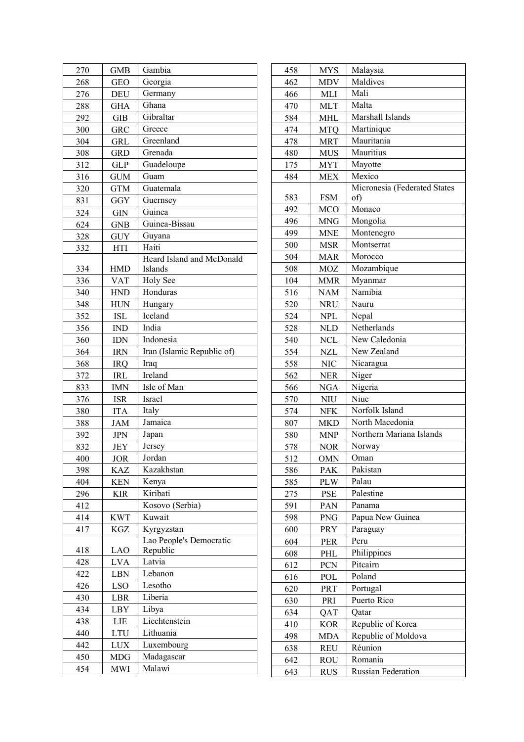| | | |
|---|---|---|
| 270 | GMB | Gambia |
| 268 | GEO | Georgia |
| 276 | DEU | Germany |
| 288 | GHA | Ghana |
| 292 | GIB | Gibraltar |
| 300 | GRC | Greece |
| 304 | GRL | Greenland |
| 308 | GRD | Grenada |
| 312 | GLP | Guadeloupe |
| 316 | GUM | Guam |
| 320 | GTM | Guatemala |
| 831 | GGY | Guernsey |
| 324 | GIN | Guinea |
| 624 | GNB | Guinea-Bissau |
| 328 | GUY | Guyana |
| 332 | HTI | Haiti |
| 334 | HMD | Heard Island and McDonald Islands |
| 336 | VAT | Holy See |
| 340 | HND | Honduras |
| 348 | HUN | Hungary |
| 352 | ISL | Iceland |
| 356 | IND | India |
| 360 | IDN | Indonesia |
| 364 | IRN | Iran (Islamic Republic of) |
| 368 | IRQ | Iraq |
| 372 | IRL | Ireland |
| 833 | IMN | Isle of Man |
| 376 | ISR | Israel |
| 380 | ITA | Italy |
| 388 | JAM | Jamaica |
| 392 | JPN | Japan |
| 832 | JEY | Jersey |
| 400 | JOR | Jordan |
| 398 | KAZ | Kazakhstan |
| 404 | KEN | Kenya |
| 296 | KIR | Kiribati |
| 412 | | Kosovo (Serbia) |
| 414 | KWT | Kuwait |
| 417 | KGZ | Kyrgyzstan |
| 418 | LAO | Lao People's Democratic Republic |
| 428 | LVA | Latvia |
| 422 | LBN | Lebanon |
| 426 | LSO | Lesotho |
| 430 | LBR | Liberia |
| 434 | LBY | Libya |
| 438 | LIE | Liechtenstein |
| 440 | LTU | Lithuania |
| 442 | LUX | Luxembourg |
| 450 | MDG | Madagascar |
| 454 | MWI | Malawi |
| 458 | MYS | Malaysia |
| 462 | MDV | Maldives |
| 466 | MLI | Mali |
| 470 | MLT | Malta |
| 584 | MHL | Marshall Islands |
| 474 | MTQ | Martinique |
| 478 | MRT | Mauritania |
| 480 | MUS | Mauritius |
| 175 | MYT | Mayotte |
| 484 | MEX | Mexico |
| 583 | FSM | Micronesia (Federated States of) |
| 492 | MCO | Monaco |
| 496 | MNG | Mongolia |
| 499 | MNE | Montenegro |
| 500 | MSR | Montserrat |
| 504 | MAR | Morocco |
| 508 | MOZ | Mozambique |
| 104 | MMR | Myanmar |
| 516 | NAM | Namibia |
| 520 | NRU | Nauru |
| 524 | NPL | Nepal |
| 528 | NLD | Netherlands |
| 540 | NCL | New Caledonia |
| 554 | NZL | New Zealand |
| 558 | NIC | Nicaragua |
| 562 | NER | Niger |
| 566 | NGA | Nigeria |
| 570 | NIU | Niue |
| 574 | NFK | Norfolk Island |
| 807 | MKD | North Macedonia |
| 580 | MNP | Northern Mariana Islands |
| 578 | NOR | Norway |
| 512 | OMN | Oman |
| 586 | PAK | Pakistan |
| 585 | PLW | Palau |
| 275 | PSE | Palestine |
| 591 | PAN | Panama |
| 598 | PNG | Papua New Guinea |
| 600 | PRY | Paraguay |
| 604 | PER | Peru |
| 608 | PHL | Philippines |
| 612 | PCN | Pitcairn |
| 616 | POL | Poland |
| 620 | PRT | Portugal |
| 630 | PRI | Puerto Rico |
| 634 | QAT | Qatar |
| 410 | KOR | Republic of Korea |
| 498 | MDA | Republic of Moldova |
| 638 | REU | Réunion |
| 642 | ROU | Romania |
| 643 | RUS | Russian Federation |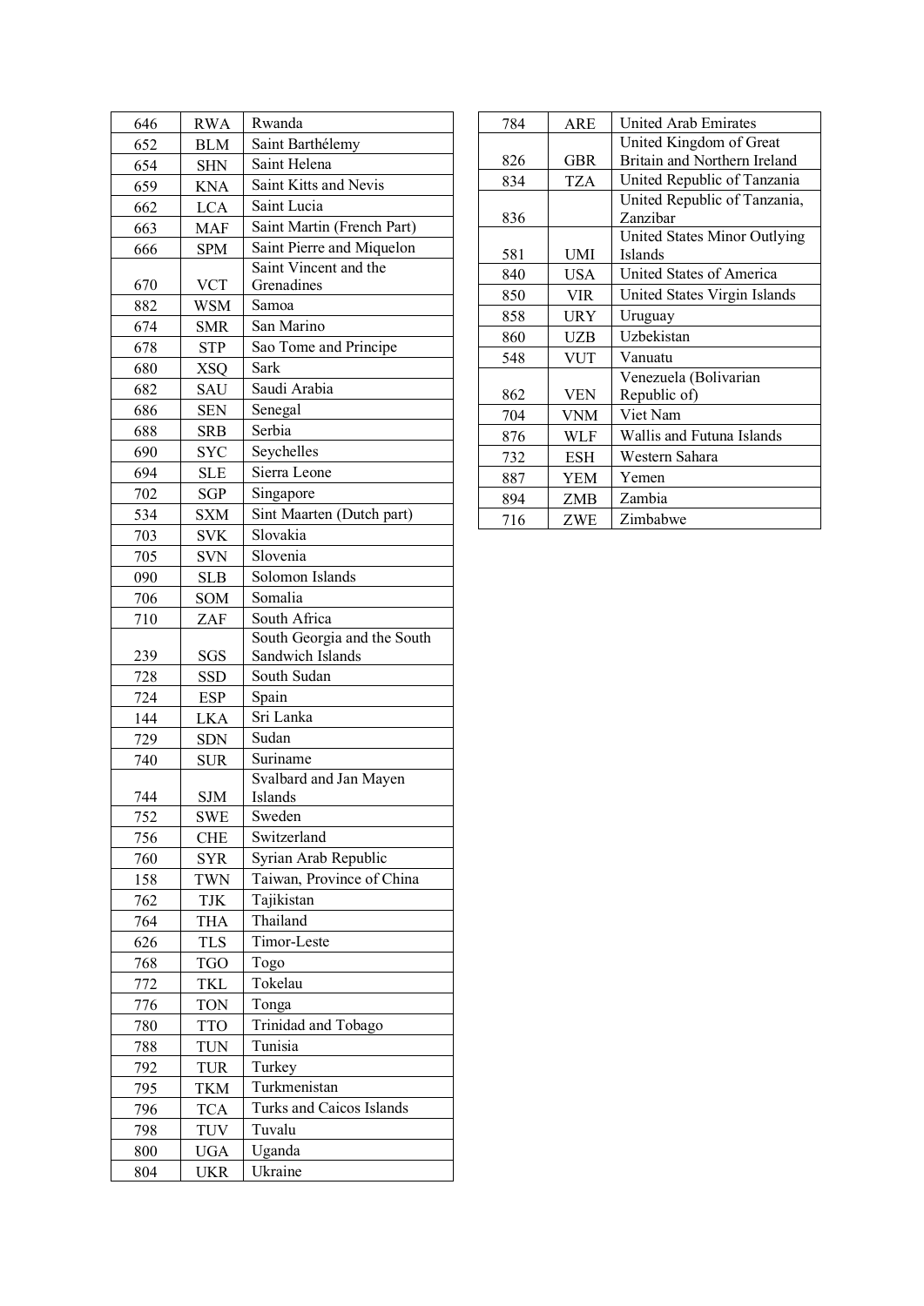| 646 | RWA | Rwanda |
|---|---|---|
| 652 | BLM | Saint Barthélemy |
| 654 | SHN | Saint Helena |
| 659 | KNA | Saint Kitts and Nevis |
| 662 | LCA | Saint Lucia |
| 663 | MAF | Saint Martin (French Part) |
| 666 | SPM | Saint Pierre and Miquelon |
| 670 | VCT | Saint Vincent and the Grenadines |
| 882 | WSM | Samoa |
| 674 | SMR | San Marino |
| 678 | STP | Sao Tome and Principe |
| 680 | XSQ | Sark |
| 682 | SAU | Saudi Arabia |
| 686 | SEN | Senegal |
| 688 | SRB | Serbia |
| 690 | SYC | Seychelles |
| 694 | SLE | Sierra Leone |
| 702 | SGP | Singapore |
| 534 | SXM | Sint Maarten (Dutch part) |
| 703 | SVK | Slovakia |
| 705 | SVN | Slovenia |
| 090 | SLB | Solomon Islands |
| 706 | SOM | Somalia |
| 710 | ZAF | South Africa |
| 239 | SGS | South Georgia and the South Sandwich Islands |
| 728 | SSD | South Sudan |
| 724 | ESP | Spain |
| 144 | LKA | Sri Lanka |
| 729 | SDN | Sudan |
| 740 | SUR | Suriname |
| 744 | SJM | Svalbard and Jan Mayen Islands |
| 752 | SWE | Sweden |
| 756 | CHE | Switzerland |
| 760 | SYR | Syrian Arab Republic |
| 158 | TWN | Taiwan, Province of China |
| 762 | TJK | Tajikistan |
| 764 | THA | Thailand |
| 626 | TLS | Timor-Leste |
| 768 | TGO | Togo |
| 772 | TKL | Tokelau |
| 776 | TON | Tonga |
| 780 | TTO | Trinidad and Tobago |
| 788 | TUN | Tunisia |
| 792 | TUR | Turkey |
| 795 | TKM | Turkmenistan |
| 796 | TCA | Turks and Caicos Islands |
| 798 | TUV | Tuvalu |
| 800 | UGA | Uganda |
| 804 | UKR | Ukraine |
| 784 | ARE | United Arab Emirates |
| 826 | GBR | United Kingdom of Great Britain and Northern Ireland |
| 834 | TZA | United Republic of Tanzania |
| 836 | | United Republic of Tanzania, Zanzibar |
| 581 | UMI | United States Minor Outlying Islands |
| 840 | USA | United States of America |
| 850 | VIR | United States Virgin Islands |
| 858 | URY | Uruguay |
| 860 | UZB | Uzbekistan |
| 548 | VUT | Vanuatu |
| 862 | VEN | Venezuela (Bolivarian Republic of) |
| 704 | VNM | Viet Nam |
| 876 | WLF | Wallis and Futuna Islands |
| 732 | ESH | Western Sahara |
| 887 | YEM | Yemen |
| 894 | ZMB | Zambia |
| 716 | ZWE | Zimbabwe |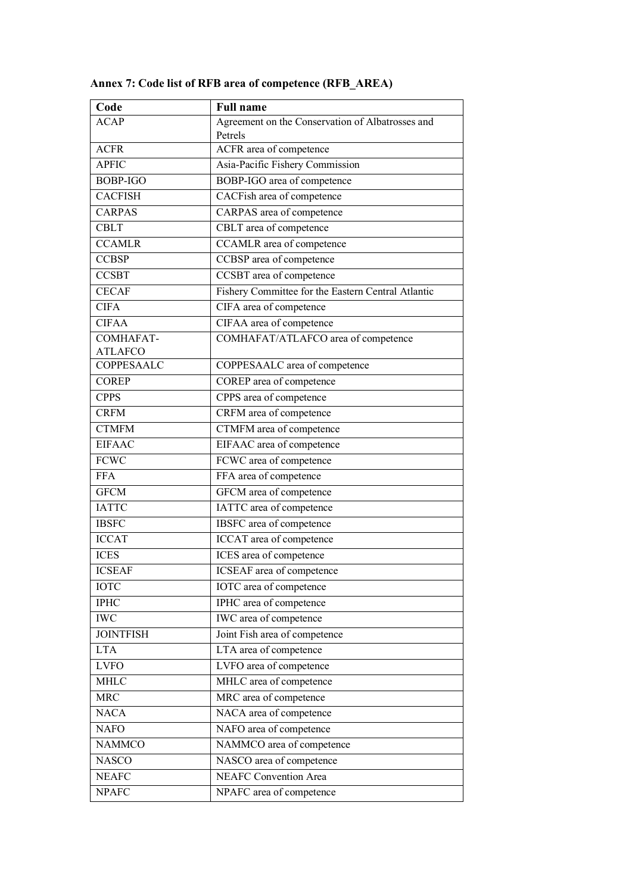**Annex 7: Code list of RFB area of competence (RFB_AREA)**

| Code | Full name |
| --- | --- |
| ACAP | Agreement on the Conservation of Albatrosses and Petrels |
| ACFR | ACFR area of competence |
| APFIC | Asia-Pacific Fishery Commission |
| BOBP-IGO | BOBP-IGO area of competence |
| CACFISH | CACFish area of competence |
| CARPAS | CARPAS area of competence |
| CBLT | CBLT area of competence |
| CCAMLR | CCAMLR area of competence |
| CCBSP | CCBSP area of competence |
| CCSBT | CCSBT area of competence |
| CECAF | Fishery Committee for the Eastern Central Atlantic |
| CIFA | CIFA area of competence |
| CIFAA | CIFAA area of competence |
| COMHAFAT-ATLAFCO | COMHAFAT/ATLAFCO area of competence |
| COPPESAALC | COPPESAALC area of competence |
| COREP | COREP area of competence |
| CPPS | CPPS area of competence |
| CRFM | CRFM area of competence |
| CTMFM | CTMFM area of competence |
| EIFAAC | EIFAAC area of competence |
| FCWC | FCWC area of competence |
| FFA | FFA area of competence |
| GFCM | GFCM area of competence |
| IATTC | IATTC area of competence |
| IBSFC | IBSFC area of competence |
| ICCAT | ICCAT area of competence |
| ICES | ICES area of competence |
| ICSEAF | ICSEAF area of competence |
| IOTC | IOTC area of competence |
| IPHC | IPHC area of competence |
| IWC | IWC area of competence |
| JOINTFISH | Joint Fish area of competence |
| LTA | LTA area of competence |
| LVFO | LVFO area of competence |
| MHLC | MHLC area of competence |
| MRC | MRC area of competence |
| NACA | NACA area of competence |
| NAFO | NAFO area of competence |
| NAMMCO | NAMMCO area of competence |
| NASCO | NASCO area of competence |
| NEAFC | NEAFC Convention Area |
| NPAFC | NPAFC area of competence |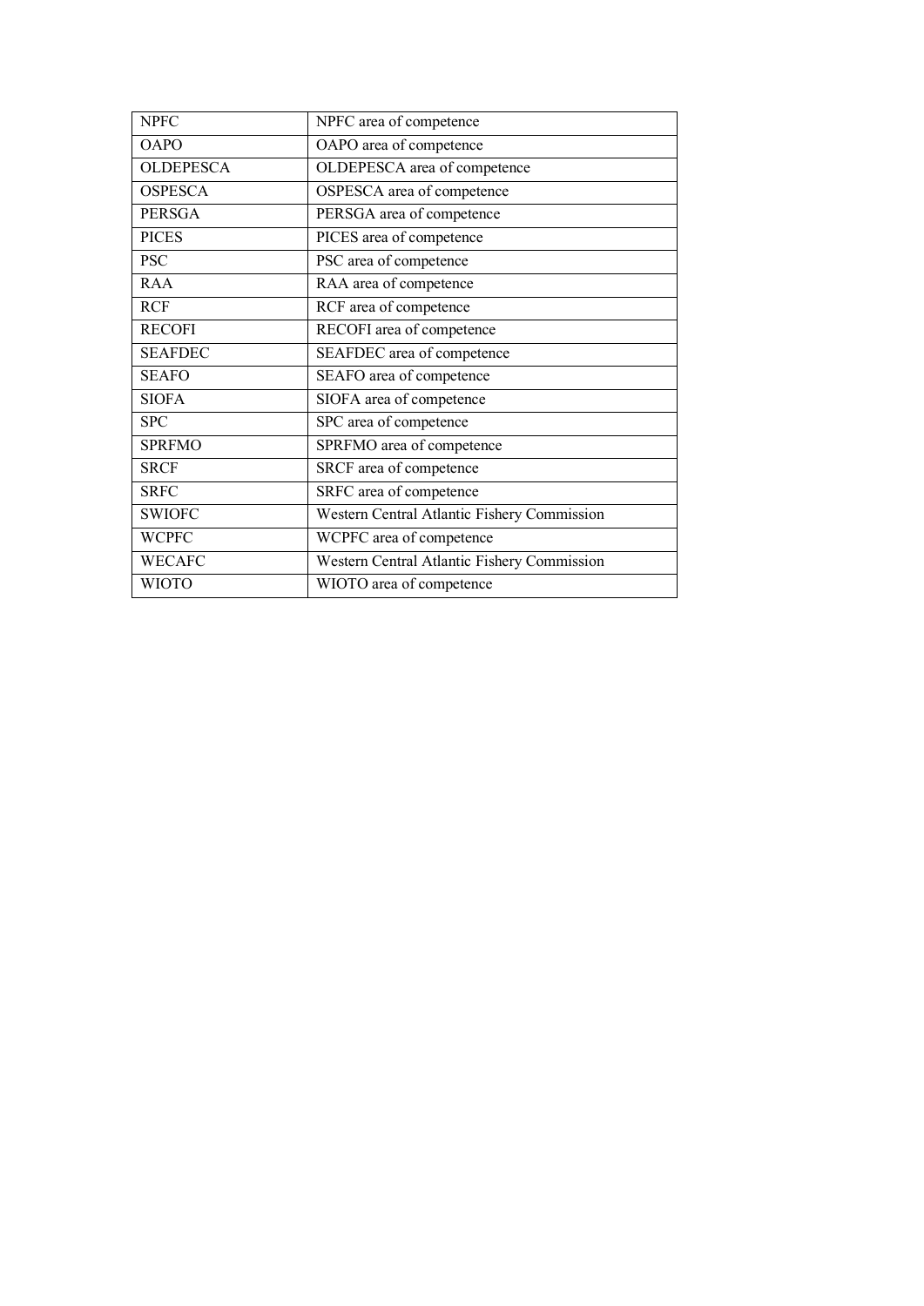| NPFC | NPFC area of competence |
|---|---|
| OAPO | OAPO area of competence |
| OLDEPESCA | OLDEPESCA area of competence |
| OSPESCA | OSPESCA area of competence |
| PERSGA | PERSGA area of competence |
| PICES | PICES area of competence |
| PSC | PSC area of competence |
| RAA | RAA area of competence |
| RCF | RCF area of competence |
| RECOFI | RECOFI area of competence |
| SEAFDEC | SEAFDEC area of competence |
| SEAFO | SEAFO area of competence |
| SIOFA | SIOFA area of competence |
| SPC | SPC area of competence |
| SPRFMO | SPRFMO area of competence |
| SRCF | SRCF area of competence |
| SRFC | SRFC area of competence |
| SWIOFC | Western Central Atlantic Fishery Commission |
| WCPFC | WCPFC area of competence |
| WECAFC | Western Central Atlantic Fishery Commission |
| WIOTO | WIOTO area of competence |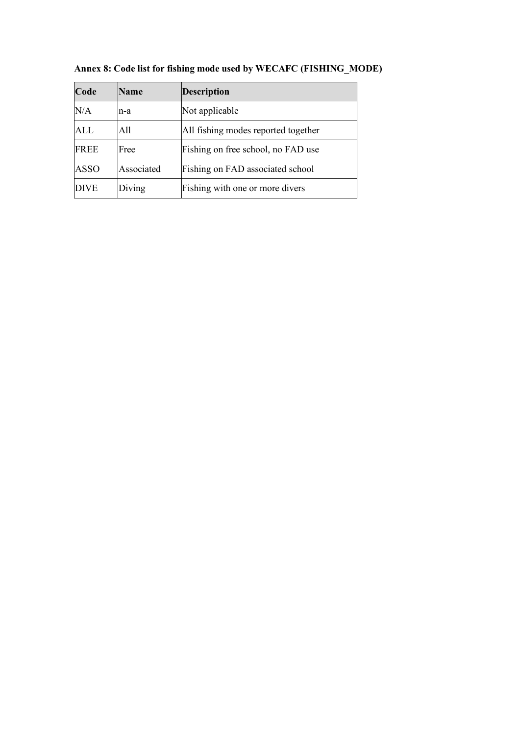**Annex 8: Code list for fishing mode used by WECAFC (FISHING_MODE)**

| Code | Name | Description |
|---|---|---|
| N/A | n-a | Not applicable |
| ALL | All | All fishing modes reported together |
| FREE | Free | Fishing on free school, no FAD use |
| ASSO | Associated | Fishing on FAD associated school |
| DIVE | Diving | Fishing with one or more divers |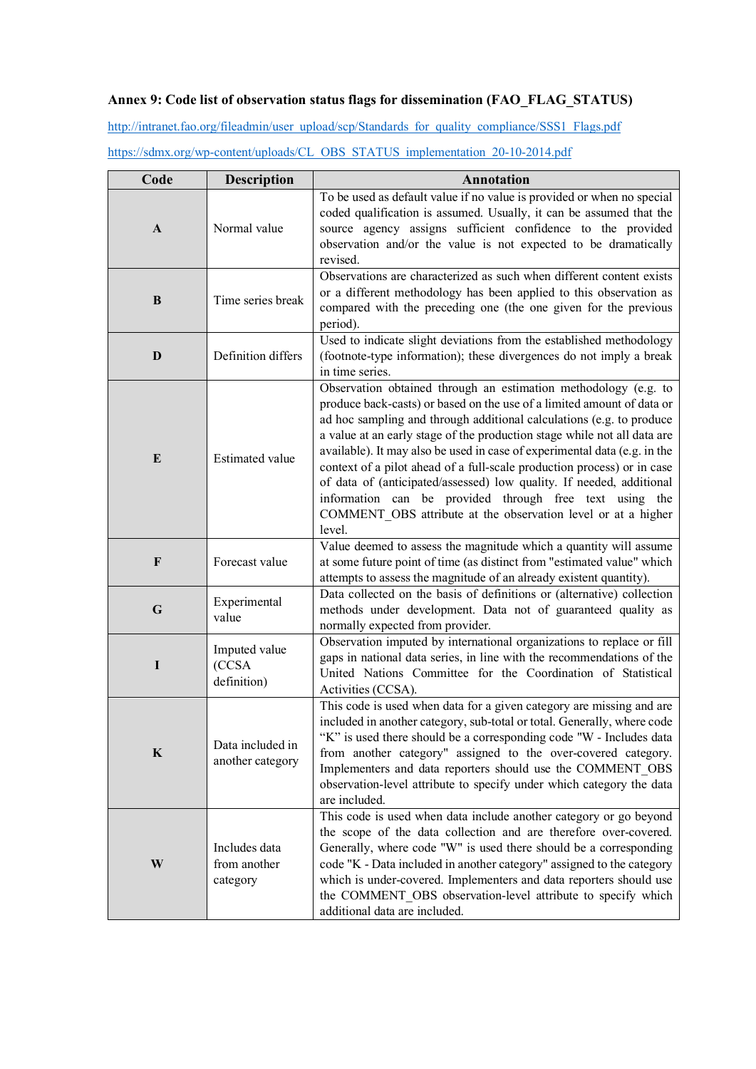**Annex 9: Code list of observation status flags for dissemination (FAO_FLAG_STATUS)**

http://intranet.fao.org/fileadmin/user_upload/scp/Standards_for_quality_compliance/SSS1_Flags.pdf

https://sdmx.org/wp-content/uploads/CL_OBS_STATUS_implementation_20-10-2014.pdf

| Code | Description | Annotation |
|---|---|---|
| **A** | Normal value | To be used as default value if no value is provided or when no special coded qualification is assumed. Usually, it can be assumed that the source agency assigns sufficient confidence to the provided observation and/or the value is not expected to be dramatically revised. |
| **B** | Time series break | Observations are characterized as such when different content exists or a different methodology has been applied to this observation as compared with the preceding one (the one given for the previous period). |
| **D** | Definition differs | Used to indicate slight deviations from the established methodology (footnote-type information); these divergences do not imply a break in time series. |
| **E** | Estimated value | Observation obtained through an estimation methodology (e.g. to produce back-casts) or based on the use of a limited amount of data or ad hoc sampling and through additional calculations (e.g. to produce a value at an early stage of the production stage while not all data are available). It may also be used in case of experimental data (e.g. in the context of a pilot ahead of a full-scale production process) or in case of data of (anticipated/assessed) low quality. If needed, additional information can be provided through free text using the COMMENT_OBS attribute at the observation level or at a higher level. |
| **F** | Forecast value | Value deemed to assess the magnitude which a quantity will assume at some future point of time (as distinct from "estimated value" which attempts to assess the magnitude of an already existent quantity). |
| **G** | Experimental value | Data collected on the basis of definitions or (alternative) collection methods under development. Data not of guaranteed quality as normally expected from provider. |
| **I** | Imputed value (CCSA definition) | Observation imputed by international organizations to replace or fill gaps in national data series, in line with the recommendations of the United Nations Committee for the Coordination of Statistical Activities (CCSA). |
| **K** | Data included in another category | This code is used when data for a given category are missing and are included in another category, sub-total or total. Generally, where code "K" is used there should be a corresponding code "W - Includes data from another category" assigned to the over-covered category. Implementers and data reporters should use the COMMENT_OBS observation-level attribute to specify under which category the data are included. |
| **W** | Includes data from another category | This code is used when data include another category or go beyond the scope of the data collection and are therefore over-covered. Generally, where code "W" is used there should be a corresponding code "K - Data included in another category" assigned to the category which is under-covered. Implementers and data reporters should use the COMMENT_OBS observation-level attribute to specify which additional data are included. |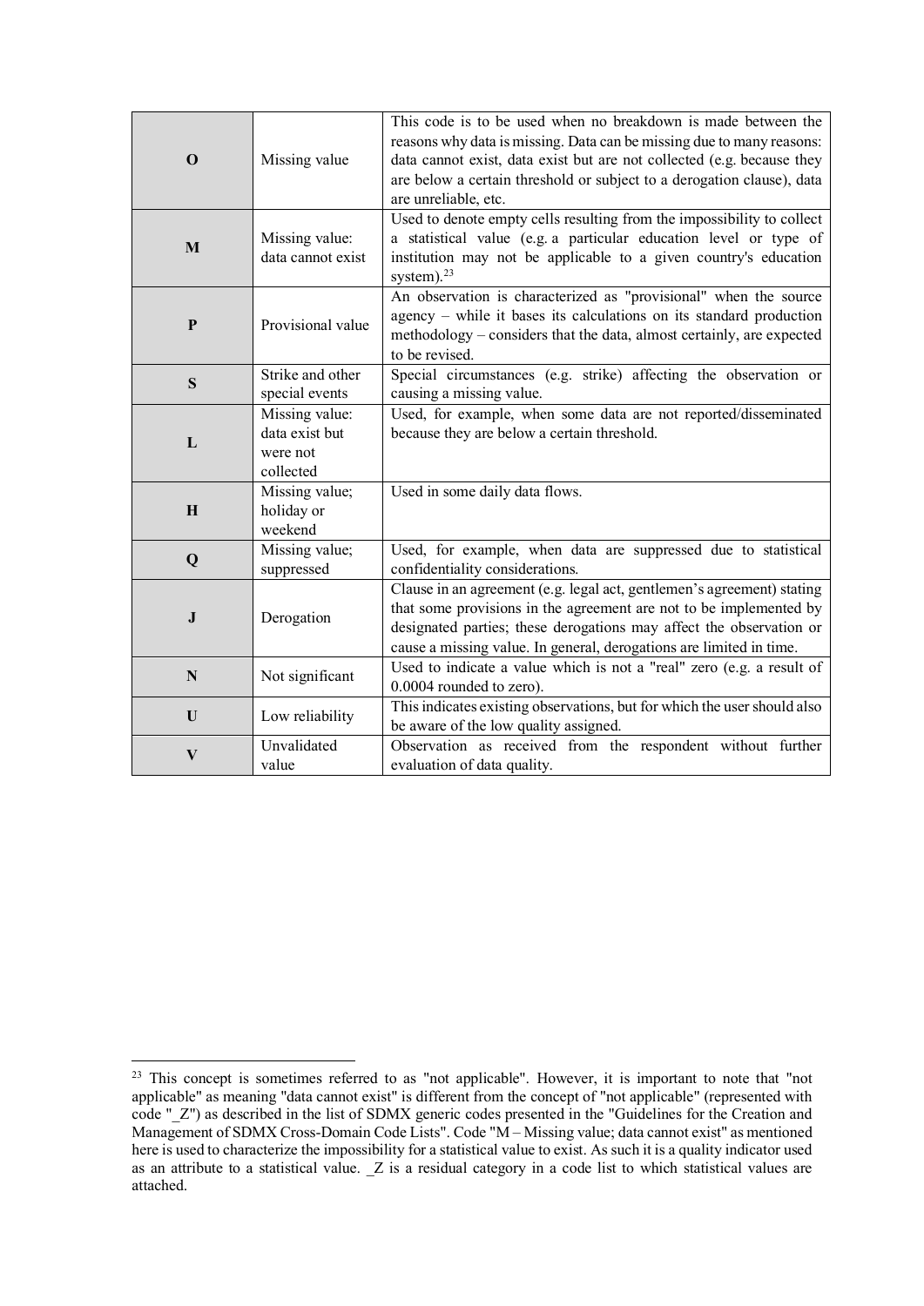| | | |
|---|---|---|
| **O** | Missing value | This code is to be used when no breakdown is made between the reasons why data is missing. Data can be missing due to many reasons: data cannot exist, data exist but are not collected (e.g. because they are below a certain threshold or subject to a derogation clause), data are unreliable, etc. |
| **M** | Missing value: data cannot exist | Used to denote empty cells resulting from the impossibility to collect a statistical value (e.g. a particular education level or type of institution may not be applicable to a given country's education system).[23] |
| **P** | Provisional value | An observation is characterized as "provisional" when the source agency – while it bases its calculations on its standard production methodology – considers that the data, almost certainly, are expected to be revised. |
| **S** | Strike and other special events | Special circumstances (e.g. strike) affecting the observation or causing a missing value. |
| **L** | Missing value: data exist but were not collected | Used, for example, when some data are not reported/disseminated because they are below a certain threshold. |
| **H** | Missing value; holiday or weekend | Used in some daily data flows. |
| **Q** | Missing value; suppressed | Used, for example, when data are suppressed due to statistical confidentiality considerations. |
| **J** | Derogation | Clause in an agreement (e.g. legal act, gentlemen's agreement) stating that some provisions in the agreement are not to be implemented by designated parties; these derogations may affect the observation or cause a missing value. In general, derogations are limited in time. |
| **N** | Not significant | Used to indicate a value which is not a "real" zero (e.g. a result of 0.0004 rounded to zero). |
| **U** | Low reliability | This indicates existing observations, but for which the user should also be aware of the low quality assigned. |
| **V** | Unvalidated value | Observation as received from the respondent without further evaluation of data quality. |

[23] This concept is sometimes referred to as "not applicable". However, it is important to note that "not applicable" as meaning "data cannot exist" is different from the concept of "not applicable" (represented with code "_Z") as described in the list of SDMX generic codes presented in the "Guidelines for the Creation and Management of SDMX Cross-Domain Code Lists". Code "M – Missing value; data cannot exist" as mentioned here is used to characterize the impossibility for a statistical value to exist. As such it is a quality indicator used as an attribute to a statistical value. _Z is a residual category in a code list to which statistical values are attached.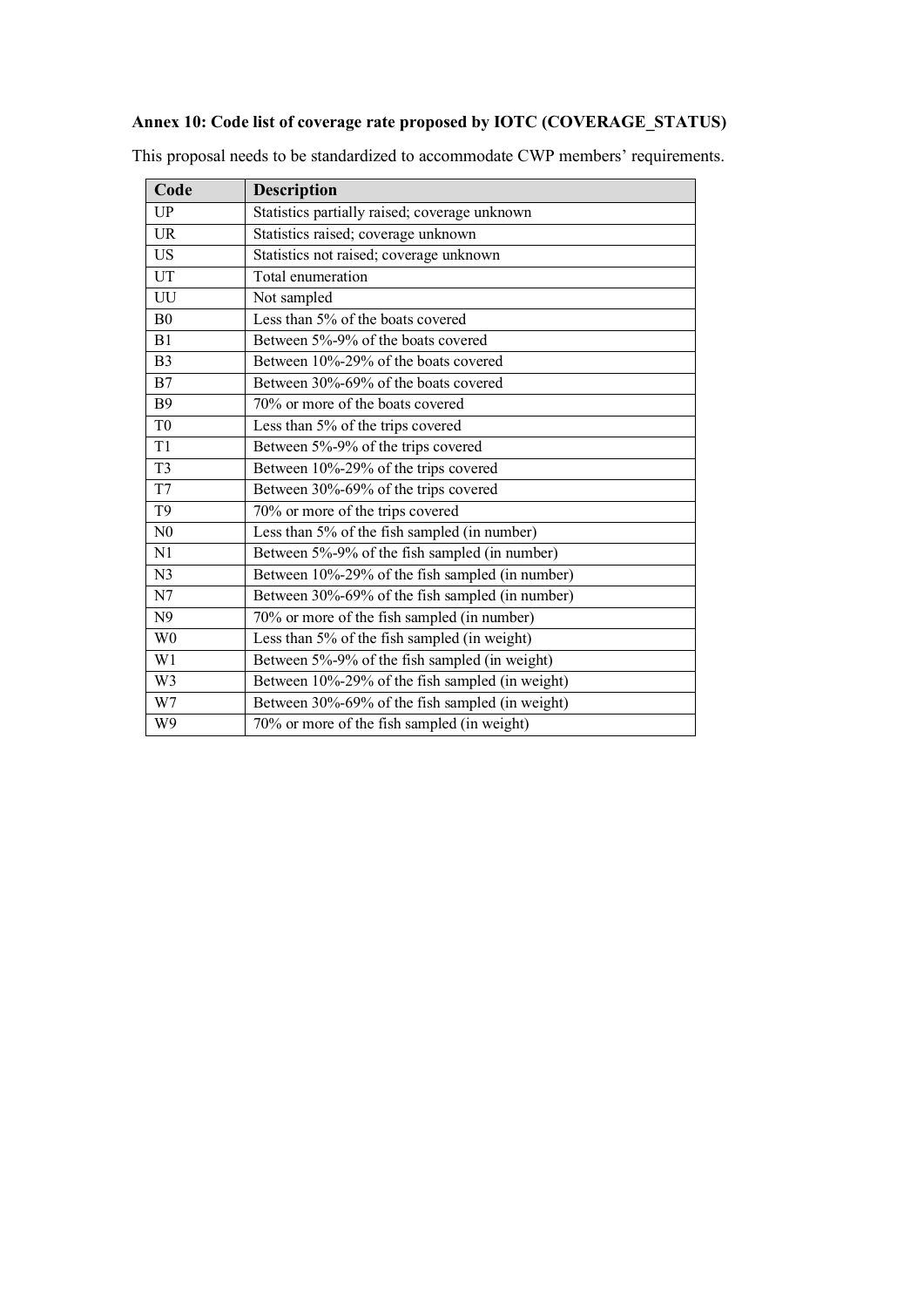**Annex 10: Code list of coverage rate proposed by IOTC (COVERAGE_STATUS)**

This proposal needs to be standardized to accommodate CWP members' requirements.

| Code | Description |
|---|---|
| UP | Statistics partially raised; coverage unknown |
| UR | Statistics raised; coverage unknown |
| US | Statistics not raised; coverage unknown |
| UT | Total enumeration |
| UU | Not sampled |
| B0 | Less than 5% of the boats covered |
| B1 | Between 5%-9% of the boats covered |
| B3 | Between 10%-29% of the boats covered |
| B7 | Between 30%-69% of the boats covered |
| B9 | 70% or more of the boats covered |
| T0 | Less than 5% of the trips covered |
| T1 | Between 5%-9% of the trips covered |
| T3 | Between 10%-29% of the trips covered |
| T7 | Between 30%-69% of the trips covered |
| T9 | 70% or more of the trips covered |
| N0 | Less than 5% of the fish sampled (in number) |
| N1 | Between 5%-9% of the fish sampled (in number) |
| N3 | Between 10%-29% of the fish sampled (in number) |
| N7 | Between 30%-69% of the fish sampled (in number) |
| N9 | 70% or more of the fish sampled (in number) |
| W0 | Less than 5% of the fish sampled (in weight) |
| W1 | Between 5%-9% of the fish sampled (in weight) |
| W3 | Between 10%-29% of the fish sampled (in weight) |
| W7 | Between 30%-69% of the fish sampled (in weight) |
| W9 | 70% or more of the fish sampled (in weight) |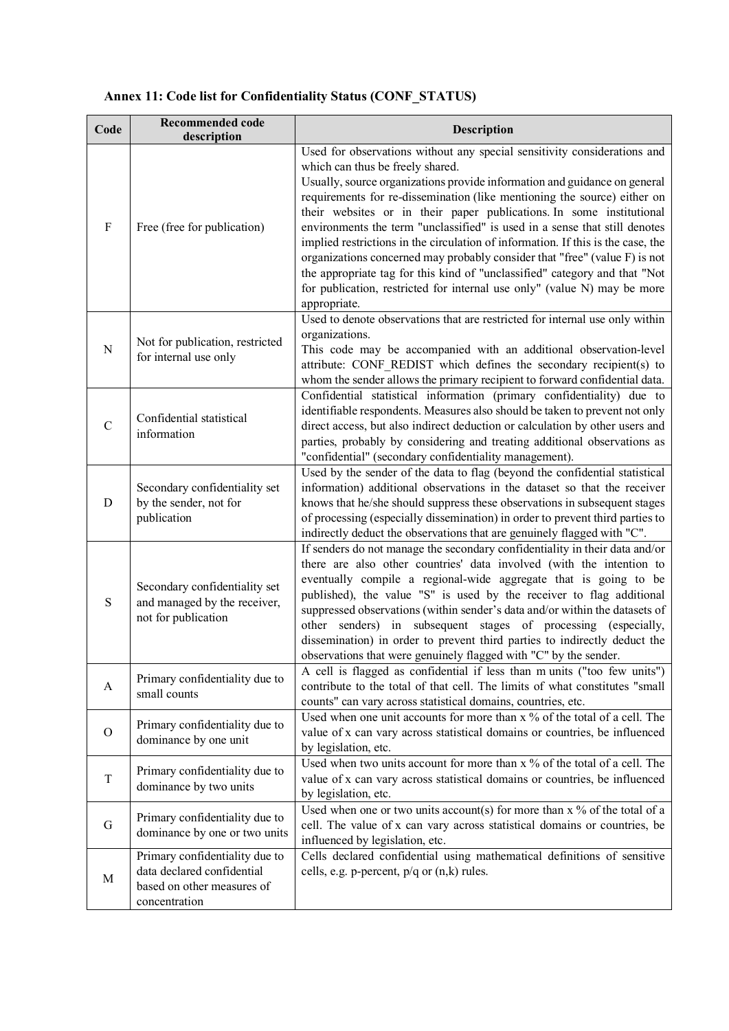**Annex 11: Code list for Confidentiality Status (CONF_STATUS)**

| Code | Recommended code description | Description |
|---|---|---|
| F | Free (free for publication) | Used for observations without any special sensitivity considerations and which can thus be freely shared. Usually, source organizations provide information and guidance on general requirements for re-dissemination (like mentioning the source) either on their websites or in their paper publications. In some institutional environments the term "unclassified" is used in a sense that still denotes implied restrictions in the circulation of information. If this is the case, the organizations concerned may probably consider that "free" (value F) is not the appropriate tag for this kind of "unclassified" category and that "Not for publication, restricted for internal use only" (value N) may be more appropriate. |
| N | Not for publication, restricted for internal use only | Used to denote observations that are restricted for internal use only within organizations. This code may be accompanied with an additional observation-level attribute: CONF_REDIST which defines the secondary recipient(s) to whom the sender allows the primary recipient to forward confidential data. |
| C | Confidential statistical information | Confidential statistical information (primary confidentiality) due to identifiable respondents. Measures also should be taken to prevent not only direct access, but also indirect deduction or calculation by other users and parties, probably by considering and treating additional observations as "confidential" (secondary confidentiality management). |
| D | Secondary confidentiality set by the sender, not for publication | Used by the sender of the data to flag (beyond the confidential statistical information) additional observations in the dataset so that the receiver knows that he/she should suppress these observations in subsequent stages of processing (especially dissemination) in order to prevent third parties to indirectly deduct the observations that are genuinely flagged with "C". |
| S | Secondary confidentiality set and managed by the receiver, not for publication | If senders do not manage the secondary confidentiality in their data and/or there are also other countries' data involved (with the intention to eventually compile a regional-wide aggregate that is going to be published), the value "S" is used by the receiver to flag additional suppressed observations (within sender's data and/or within the datasets of other senders) in subsequent stages of processing (especially, dissemination) in order to prevent third parties to indirectly deduct the observations that were genuinely flagged with "C" by the sender. |
| A | Primary confidentiality due to small counts | A cell is flagged as confidential if less than m units ("too few units") contribute to the total of that cell. The limits of what constitutes "small counts" can vary across statistical domains, countries, etc. |
| O | Primary confidentiality due to dominance by one unit | Used when one unit accounts for more than x % of the total of a cell. The value of x can vary across statistical domains or countries, be influenced by legislation, etc. |
| T | Primary confidentiality due to dominance by two units | Used when two units account for more than x % of the total of a cell. The value of x can vary across statistical domains or countries, be influenced by legislation, etc. |
| G | Primary confidentiality due to dominance by one or two units | Used when one or two units account(s) for more than x % of the total of a cell. The value of x can vary across statistical domains or countries, be influenced by legislation, etc. |
| M | Primary confidentiality due to data declared confidential based on other measures of concentration | Cells declared confidential using mathematical definitions of sensitive cells, e.g. p-percent, p/q or (n,k) rules. |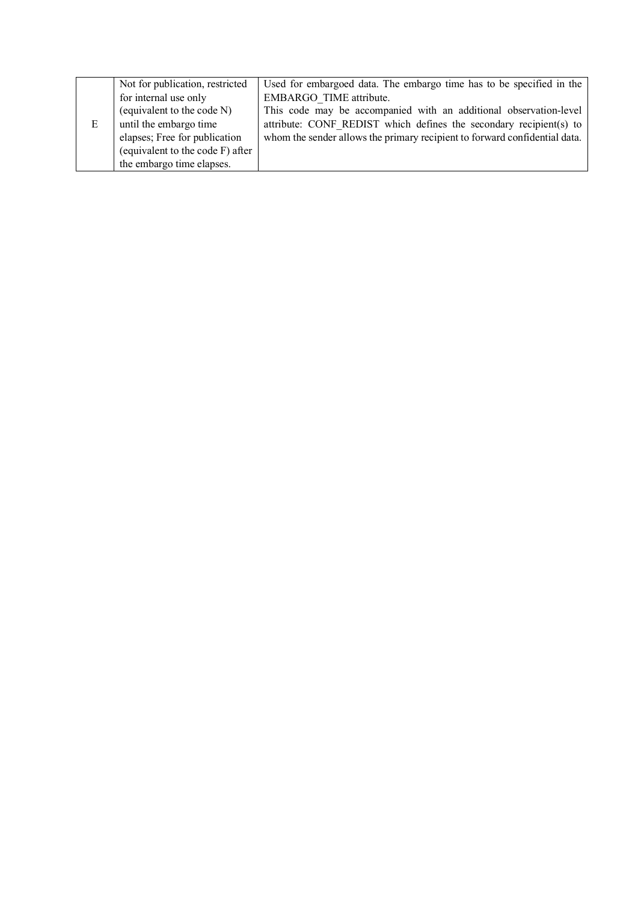| | | |
|---|---|---|
| E | Not for publication, restricted for internal use only (equivalent to the code N) until the embargo time elapses; Free for publication (equivalent to the code F) after the embargo time elapses. | Used for embargoed data. The embargo time has to be specified in the EMBARGO_TIME attribute.<br>This code may be accompanied with an additional observation-level attribute: CONF_REDIST which defines the secondary recipient(s) to whom the sender allows the primary recipient to forward confidential data. |